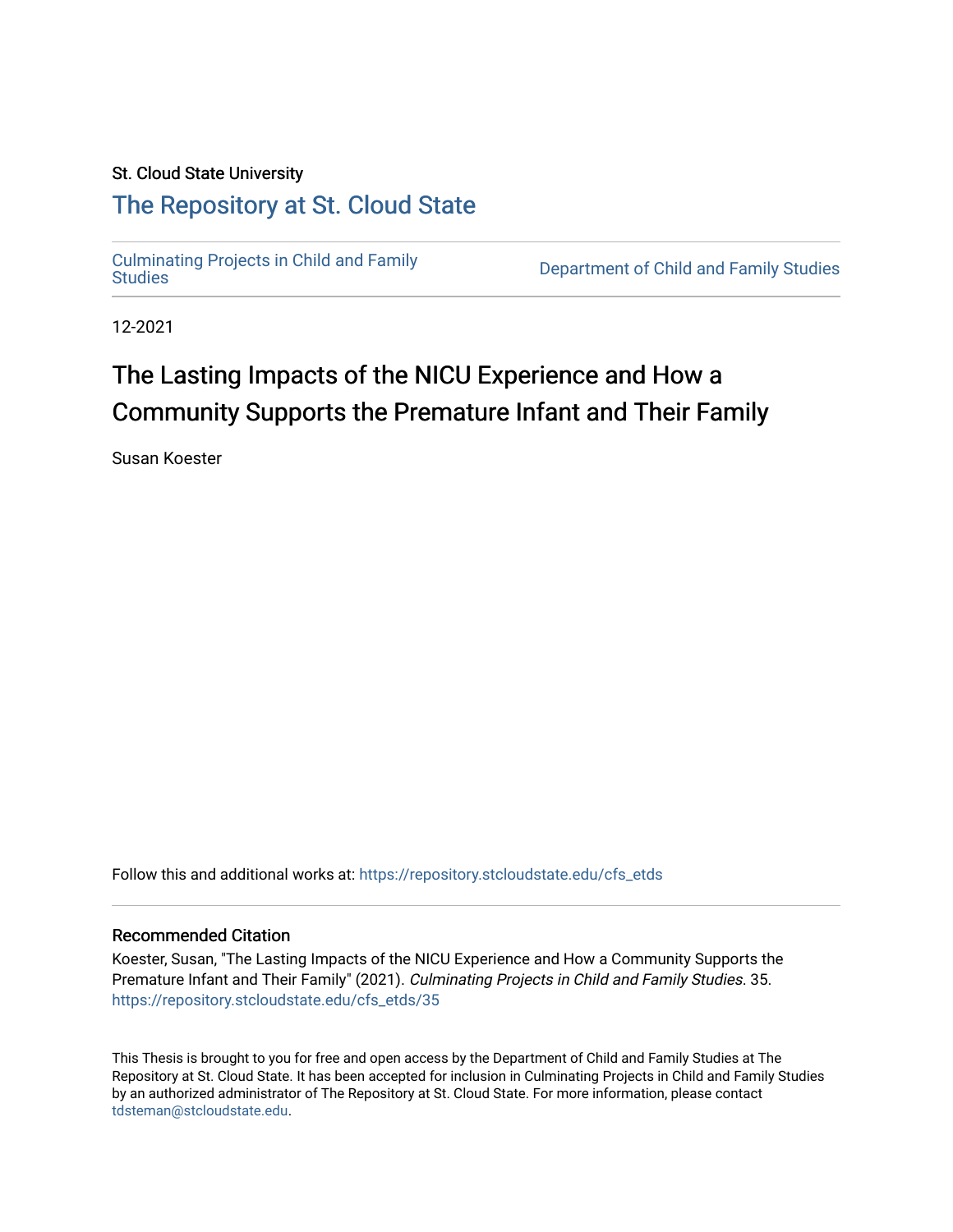St. Cloud State University

# The Repository at St. Cloud State

Culminating Projects in Child and Family Studies

Department of Child and Family Studies

12-2021

## The Lasting Impacts of the NICU Experience and How a Community Supports the Premature Infant and Their Family

Susan Koester

Follow this and additional works at: https://repository.stcloudstate.edu/cfs_etds

### Recommended Citation

Koester, Susan, "The Lasting Impacts of the NICU Experience and How a Community Supports the Premature Infant and Their Family" (2021). *Culminating Projects in Child and Family Studies*. 35.
https://repository.stcloudstate.edu/cfs_etds/35

This Thesis is brought to you for free and open access by the Department of Child and Family Studies at The Repository at St. Cloud State. It has been accepted for inclusion in Culminating Projects in Child and Family Studies by an authorized administrator of The Repository at St. Cloud State. For more information, please contact tdsteman@stcloudstate.edu.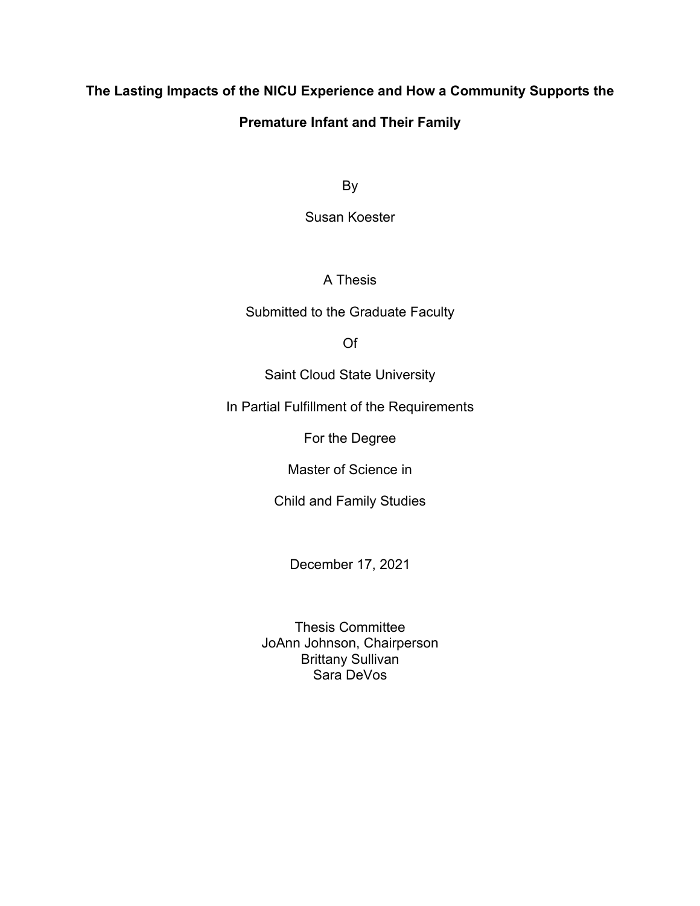# The Lasting Impacts of the NICU Experience and How a Community Supports the Premature Infant and Their Family

By

Susan Koester

A Thesis

Submitted to the Graduate Faculty

Of

Saint Cloud State University

In Partial Fulfillment of the Requirements

For the Degree

Master of Science in

Child and Family Studies

December 17, 2021

Thesis Committee
JoAnn Johnson, Chairperson
Brittany Sullivan
Sara DeVos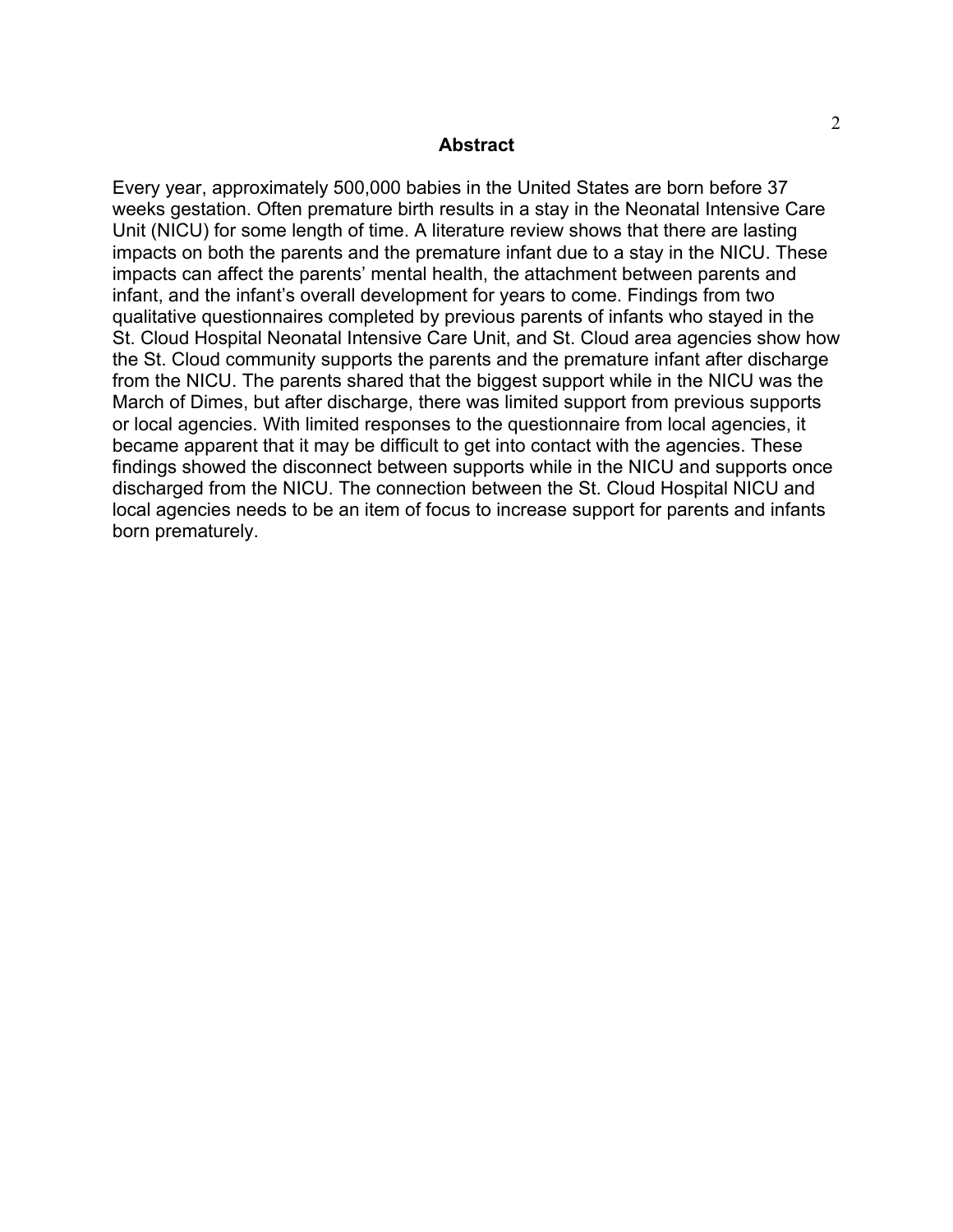## Abstract

Every year, approximately 500,000 babies in the United States are born before 37 weeks gestation. Often premature birth results in a stay in the Neonatal Intensive Care Unit (NICU) for some length of time. A literature review shows that there are lasting impacts on both the parents and the premature infant due to a stay in the NICU. These impacts can affect the parents' mental health, the attachment between parents and infant, and the infant's overall development for years to come. Findings from two qualitative questionnaires completed by previous parents of infants who stayed in the St. Cloud Hospital Neonatal Intensive Care Unit, and St. Cloud area agencies show how the St. Cloud community supports the parents and the premature infant after discharge from the NICU. The parents shared that the biggest support while in the NICU was the March of Dimes, but after discharge, there was limited support from previous supports or local agencies. With limited responses to the questionnaire from local agencies, it became apparent that it may be difficult to get into contact with the agencies. These findings showed the disconnect between supports while in the NICU and supports once discharged from the NICU. The connection between the St. Cloud Hospital NICU and local agencies needs to be an item of focus to increase support for parents and infants born prematurely.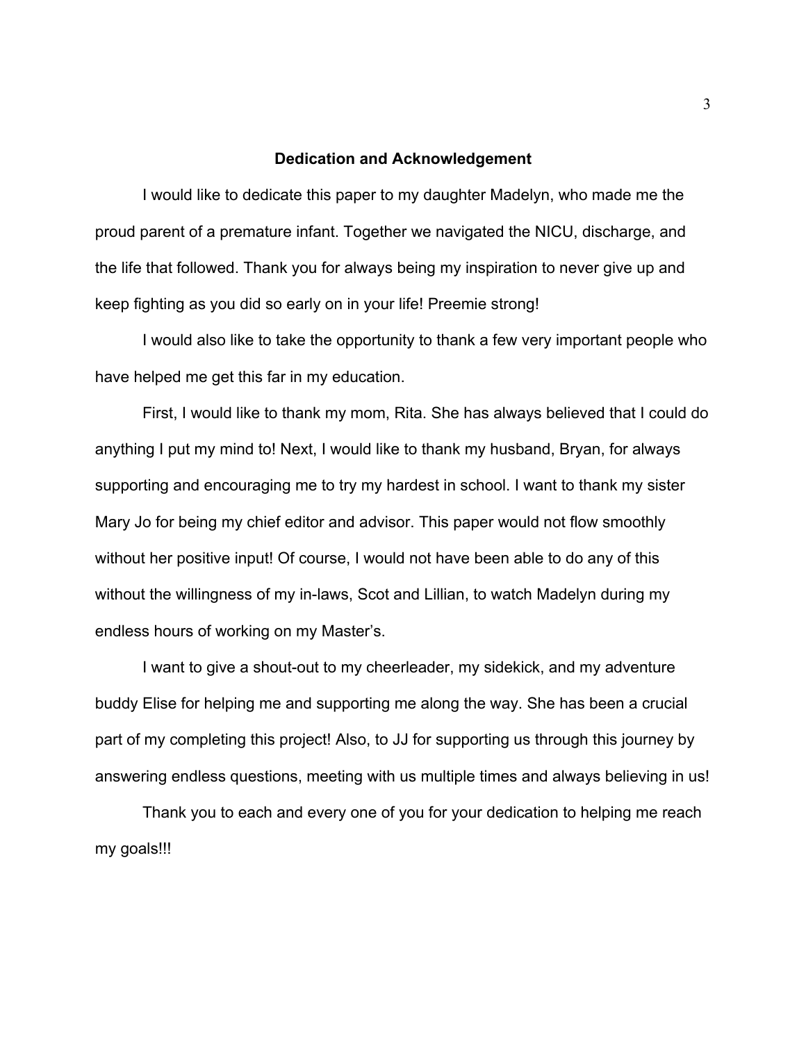## Dedication and Acknowledgement

I would like to dedicate this paper to my daughter Madelyn, who made me the proud parent of a premature infant. Together we navigated the NICU, discharge, and the life that followed. Thank you for always being my inspiration to never give up and keep fighting as you did so early on in your life! Preemie strong!

I would also like to take the opportunity to thank a few very important people who have helped me get this far in my education.

First, I would like to thank my mom, Rita. She has always believed that I could do anything I put my mind to! Next, I would like to thank my husband, Bryan, for always supporting and encouraging me to try my hardest in school. I want to thank my sister Mary Jo for being my chief editor and advisor. This paper would not flow smoothly without her positive input! Of course, I would not have been able to do any of this without the willingness of my in-laws, Scot and Lillian, to watch Madelyn during my endless hours of working on my Master's.

I want to give a shout-out to my cheerleader, my sidekick, and my adventure buddy Elise for helping me and supporting me along the way. She has been a crucial part of my completing this project! Also, to JJ for supporting us through this journey by answering endless questions, meeting with us multiple times and always believing in us!

Thank you to each and every one of you for your dedication to helping me reach my goals!!!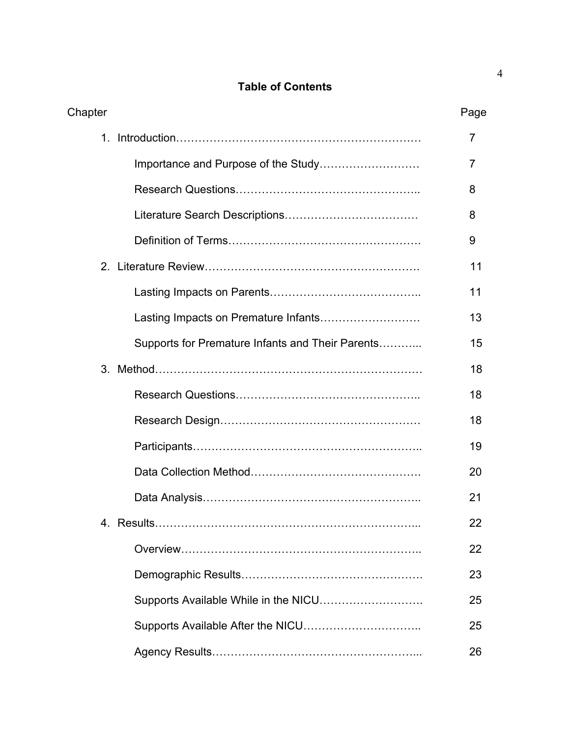**Table of Contents**

| Chapter | Page |
|---|---|
| 1. Introduction | 7 |
| Importance and Purpose of the Study | 7 |
| Research Questions | 8 |
| Literature Search Descriptions | 8 |
| Definition of Terms | 9 |
| 2. Literature Review | 11 |
| Lasting Impacts on Parents | 11 |
| Lasting Impacts on Premature Infants | 13 |
| Supports for Premature Infants and Their Parents | 15 |
| 3. Method | 18 |
| Research Questions | 18 |
| Research Design | 18 |
| Participants | 19 |
| Data Collection Method | 20 |
| Data Analysis | 21 |
| 4. Results | 22 |
| Overview | 22 |
| Demographic Results | 23 |
| Supports Available While in the NICU | 25 |
| Supports Available After the NICU | 25 |
| Agency Results | 26 |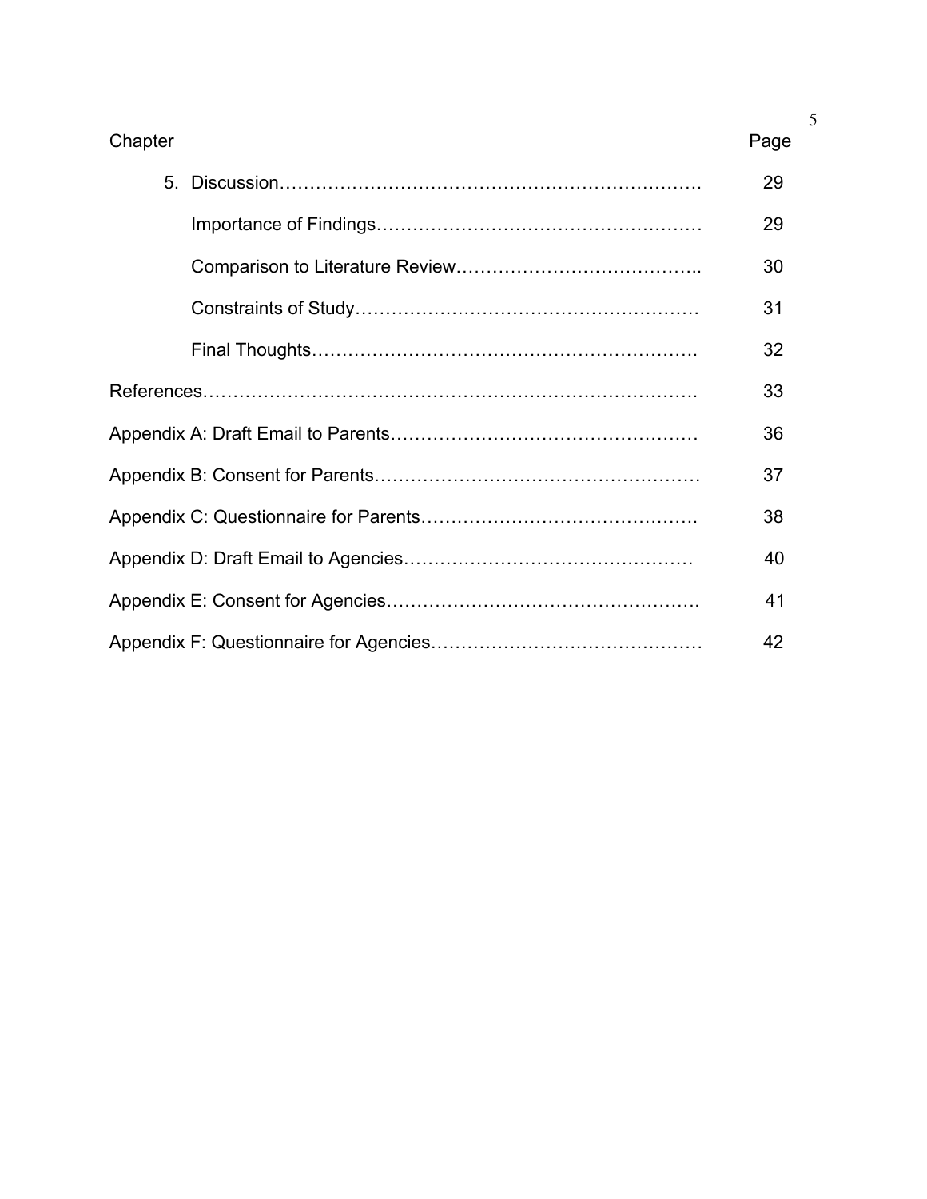| Chapter | Page |
| --- | --- |
| 5. Discussion………………………………………………………………. | 29 |
| Importance of Findings……………………………………………… | 29 |
| Comparison to Literature Review………………………………….. | 30 |
| Constraints of Study………………………………………………… | 31 |
| Final Thoughts………………………………………………………. | 32 |
| References………………………………………………………………………. | 33 |
| Appendix A: Draft Email to Parents…………………………………………… | 36 |
| Appendix B: Consent for Parents……………………………………………… | 37 |
| Appendix C: Questionnaire for Parents……………………………………… | 38 |
| Appendix D: Draft Email to Agencies………………………………………… | 40 |
| Appendix E: Consent for Agencies……………………………………………. | 41 |
| Appendix F: Questionnaire for Agencies……………………………………… | 42 |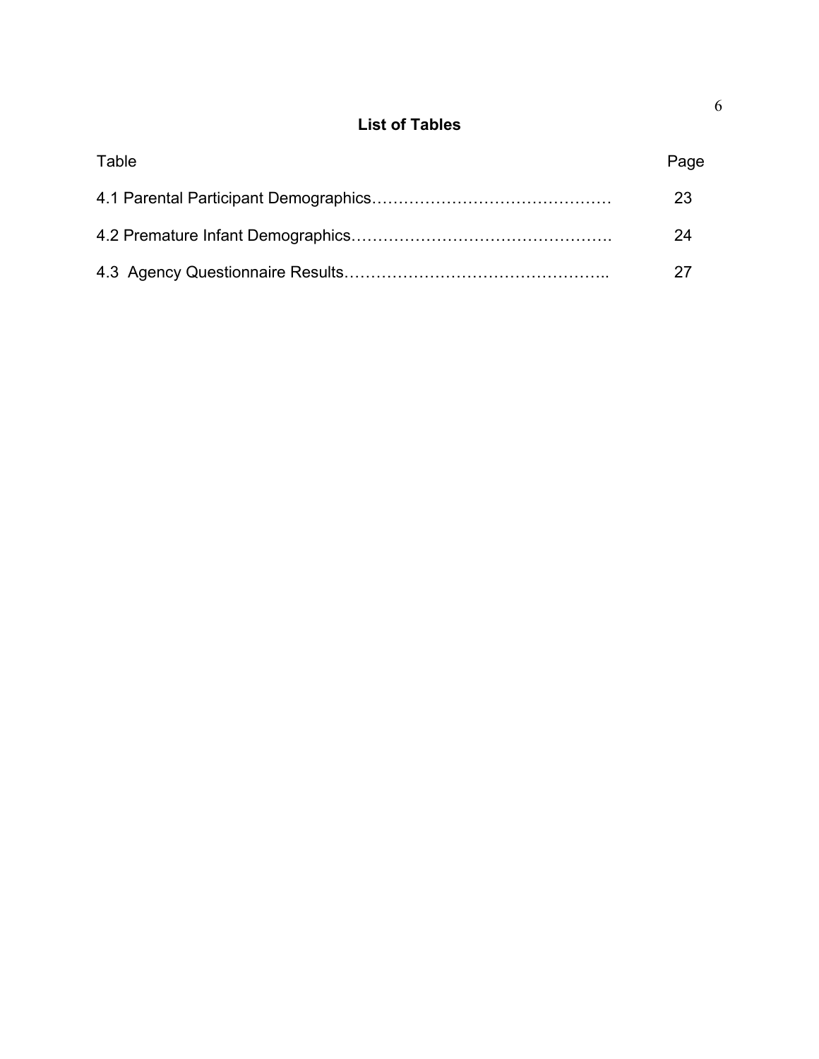## List of Tables

| Table | Page |
| --- | --- |
| 4.1 Parental Participant Demographics………………………………………. | 23 |
| 4.2 Premature Infant Demographics…………………………………………. | 24 |
| 4.3 Agency Questionnaire Results………………………………………….. | 27 |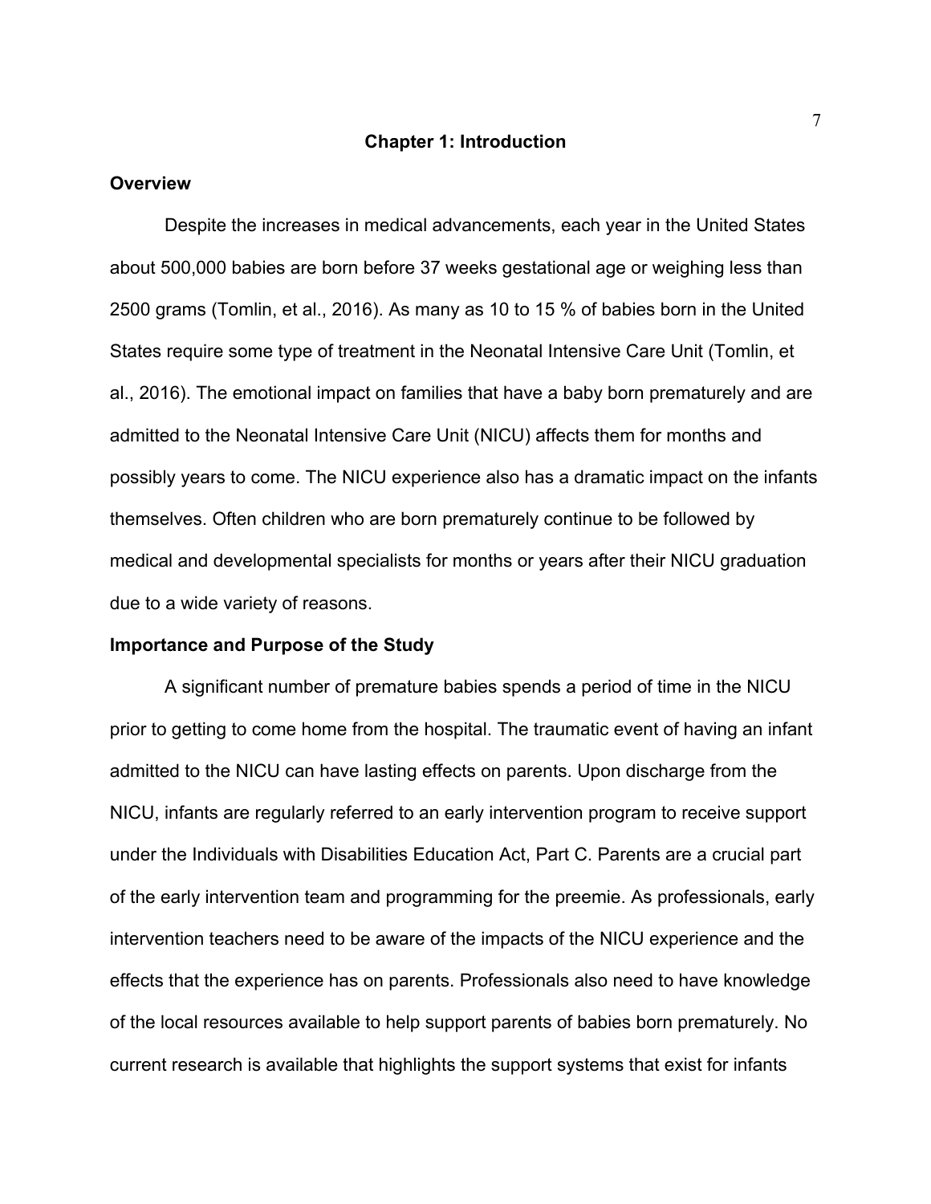# Chapter 1: Introduction

## Overview

Despite the increases in medical advancements, each year in the United States about 500,000 babies are born before 37 weeks gestational age or weighing less than 2500 grams (Tomlin, et al., 2016). As many as 10 to 15 % of babies born in the United States require some type of treatment in the Neonatal Intensive Care Unit (Tomlin, et al., 2016). The emotional impact on families that have a baby born prematurely and are admitted to the Neonatal Intensive Care Unit (NICU) affects them for months and possibly years to come. The NICU experience also has a dramatic impact on the infants themselves. Often children who are born prematurely continue to be followed by medical and developmental specialists for months or years after their NICU graduation due to a wide variety of reasons.

## Importance and Purpose of the Study

A significant number of premature babies spends a period of time in the NICU prior to getting to come home from the hospital. The traumatic event of having an infant admitted to the NICU can have lasting effects on parents. Upon discharge from the NICU, infants are regularly referred to an early intervention program to receive support under the Individuals with Disabilities Education Act, Part C. Parents are a crucial part of the early intervention team and programming for the preemie. As professionals, early intervention teachers need to be aware of the impacts of the NICU experience and the effects that the experience has on parents. Professionals also need to have knowledge of the local resources available to help support parents of babies born prematurely. No current research is available that highlights the support systems that exist for infants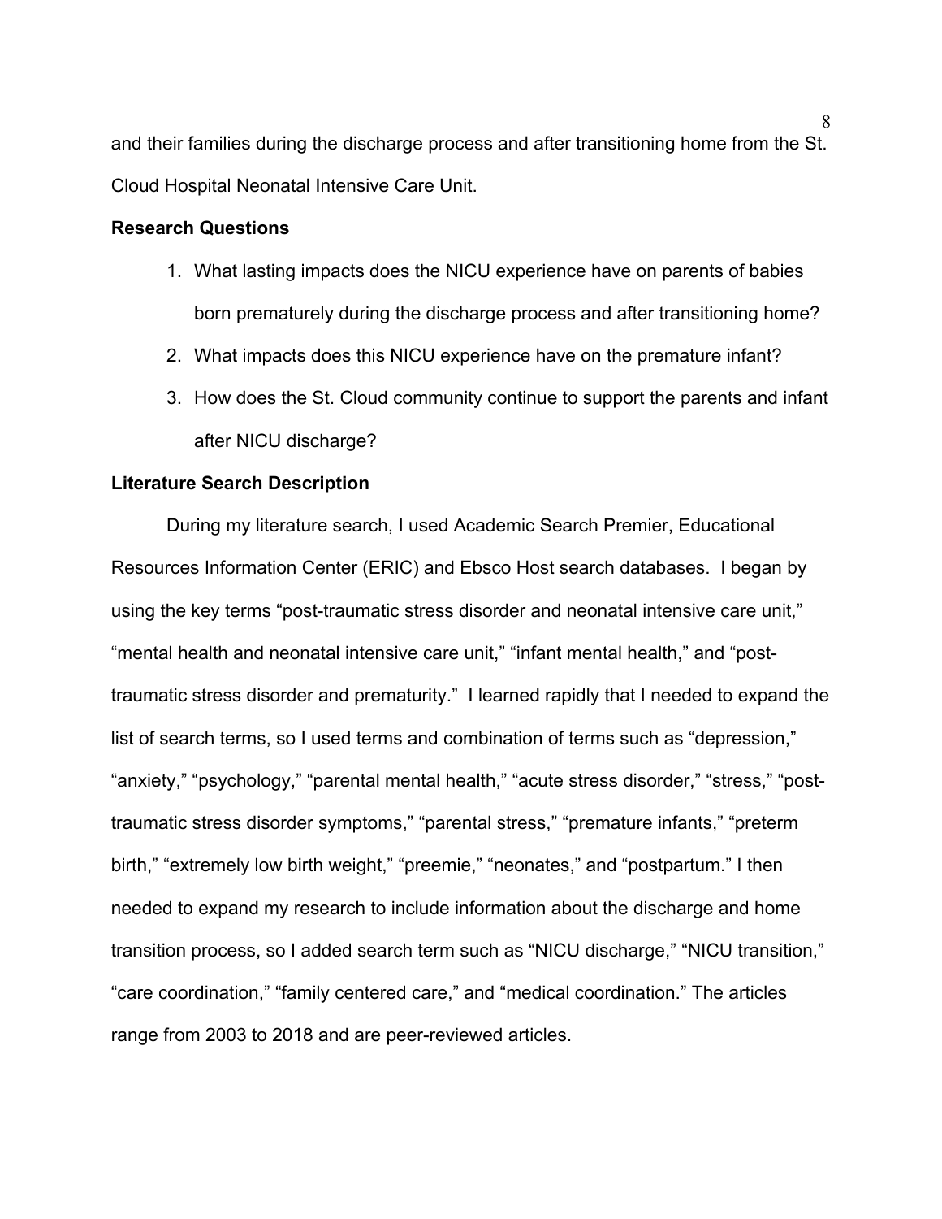and their families during the discharge process and after transitioning home from the St. Cloud Hospital Neonatal Intensive Care Unit.

### Research Questions

1. What lasting impacts does the NICU experience have on parents of babies born prematurely during the discharge process and after transitioning home?
2. What impacts does this NICU experience have on the premature infant?
3. How does the St. Cloud community continue to support the parents and infant after NICU discharge?

### Literature Search Description

During my literature search, I used Academic Search Premier, Educational Resources Information Center (ERIC) and Ebsco Host search databases. I began by using the key terms “post-traumatic stress disorder and neonatal intensive care unit,” “mental health and neonatal intensive care unit,” “infant mental health,” and “post-traumatic stress disorder and prematurity.” I learned rapidly that I needed to expand the list of search terms, so I used terms and combination of terms such as “depression,” “anxiety,” “psychology,” “parental mental health,” “acute stress disorder,” “stress,” “post-traumatic stress disorder symptoms,” “parental stress,” “premature infants,” “preterm birth,” “extremely low birth weight,” “preemie,” “neonates,” and “postpartum.” I then needed to expand my research to include information about the discharge and home transition process, so I added search term such as “NICU discharge,” “NICU transition,” “care coordination,” “family centered care,” and “medical coordination.” The articles range from 2003 to 2018 and are peer-reviewed articles.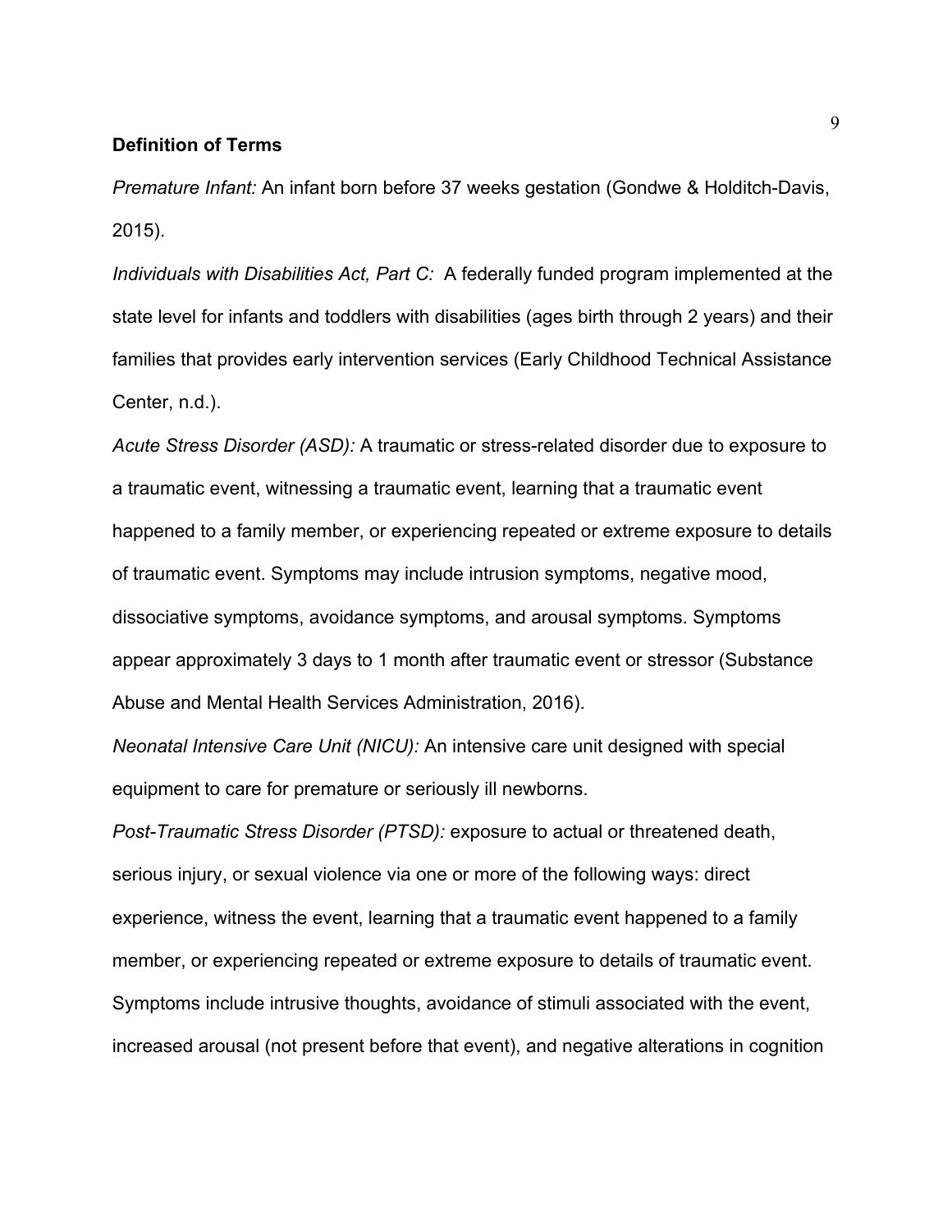**Definition of Terms**

*Premature Infant:* An infant born before 37 weeks gestation (Gondwe & Holditch-Davis, 2015).

*Individuals with Disabilities Act, Part C:* A federally funded program implemented at the state level for infants and toddlers with disabilities (ages birth through 2 years) and their families that provides early intervention services (Early Childhood Technical Assistance Center, n.d.).

*Acute Stress Disorder (ASD):* A traumatic or stress-related disorder due to exposure to a traumatic event, witnessing a traumatic event, learning that a traumatic event happened to a family member, or experiencing repeated or extreme exposure to details of traumatic event. Symptoms may include intrusion symptoms, negative mood, dissociative symptoms, avoidance symptoms, and arousal symptoms. Symptoms appear approximately 3 days to 1 month after traumatic event or stressor (Substance Abuse and Mental Health Services Administration, 2016).

*Neonatal Intensive Care Unit (NICU):* An intensive care unit designed with special equipment to care for premature or seriously ill newborns.

*Post-Traumatic Stress Disorder (PTSD):* exposure to actual or threatened death, serious injury, or sexual violence via one or more of the following ways: direct experience, witness the event, learning that a traumatic event happened to a family member, or experiencing repeated or extreme exposure to details of traumatic event. Symptoms include intrusive thoughts, avoidance of stimuli associated with the event, increased arousal (not present before that event), and negative alterations in cognition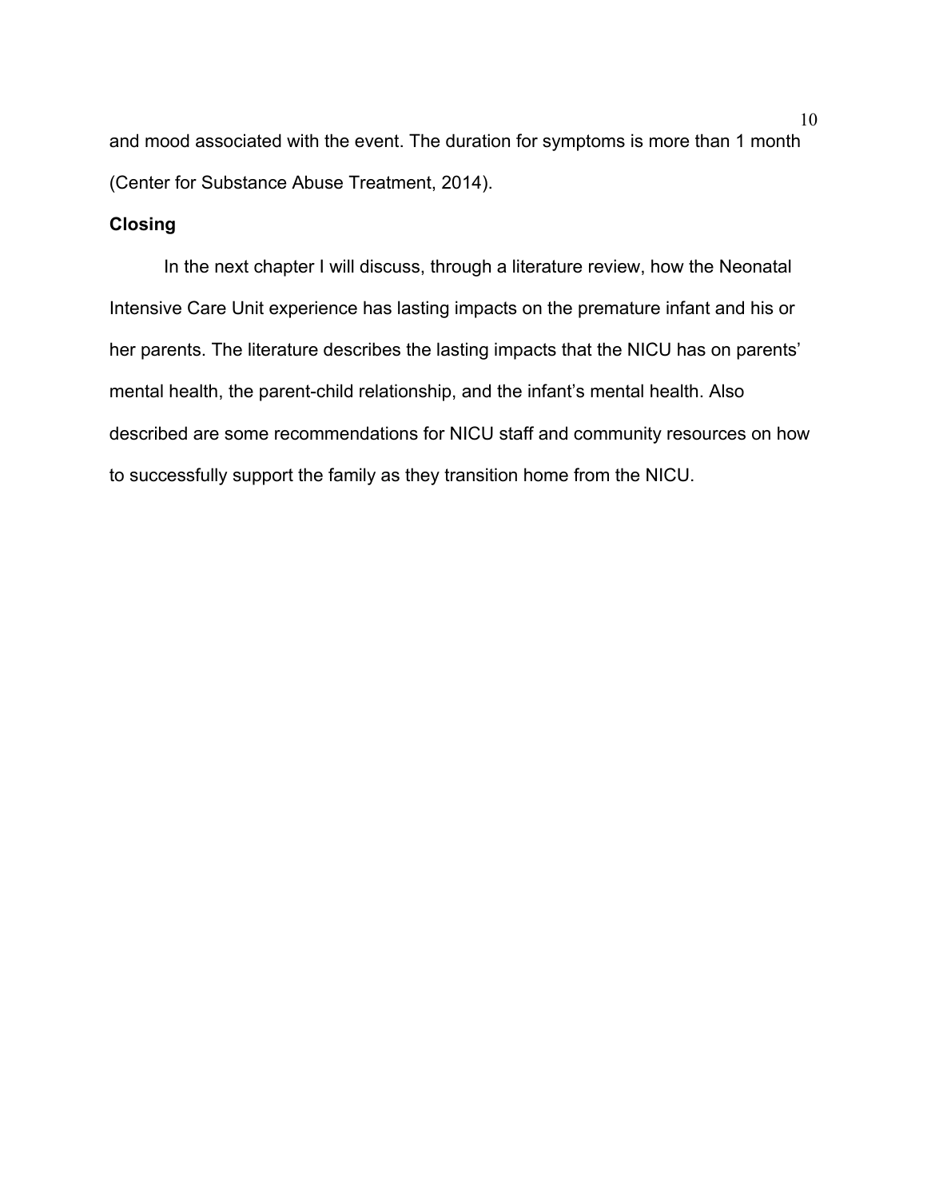and mood associated with the event. The duration for symptoms is more than 1 month (Center for Substance Abuse Treatment, 2014).

## Closing

In the next chapter I will discuss, through a literature review, how the Neonatal Intensive Care Unit experience has lasting impacts on the premature infant and his or her parents. The literature describes the lasting impacts that the NICU has on parents' mental health, the parent-child relationship, and the infant's mental health. Also described are some recommendations for NICU staff and community resources on how to successfully support the family as they transition home from the NICU.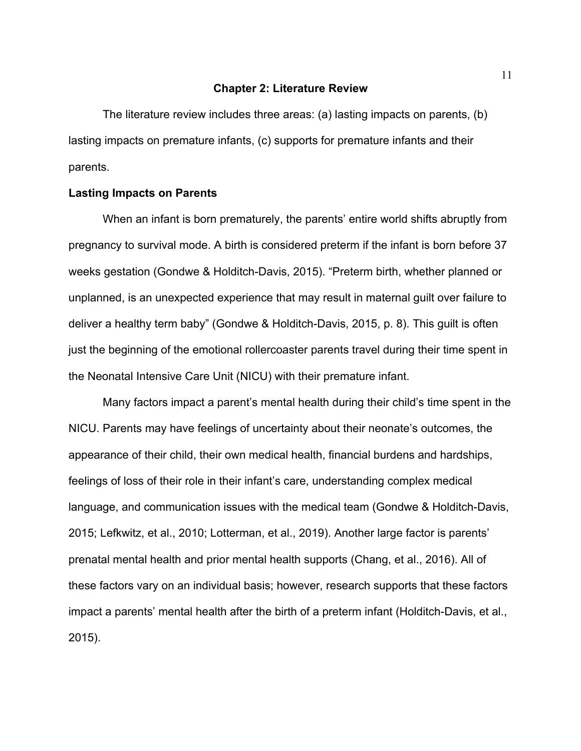# Chapter 2: Literature Review

The literature review includes three areas: (a) lasting impacts on parents, (b) lasting impacts on premature infants, (c) supports for premature infants and their parents.

## Lasting Impacts on Parents

When an infant is born prematurely, the parents' entire world shifts abruptly from pregnancy to survival mode. A birth is considered preterm if the infant is born before 37 weeks gestation (Gondwe & Holditch-Davis, 2015). "Preterm birth, whether planned or unplanned, is an unexpected experience that may result in maternal guilt over failure to deliver a healthy term baby" (Gondwe & Holditch-Davis, 2015, p. 8). This guilt is often just the beginning of the emotional rollercoaster parents travel during their time spent in the Neonatal Intensive Care Unit (NICU) with their premature infant.

Many factors impact a parent's mental health during their child's time spent in the NICU. Parents may have feelings of uncertainty about their neonate's outcomes, the appearance of their child, their own medical health, financial burdens and hardships, feelings of loss of their role in their infant's care, understanding complex medical language, and communication issues with the medical team (Gondwe & Holditch-Davis, 2015; Lefkwitz, et al., 2010; Lotterman, et al., 2019). Another large factor is parents' prenatal mental health and prior mental health supports (Chang, et al., 2016). All of these factors vary on an individual basis; however, research supports that these factors impact a parents' mental health after the birth of a preterm infant (Holditch-Davis, et al., 2015).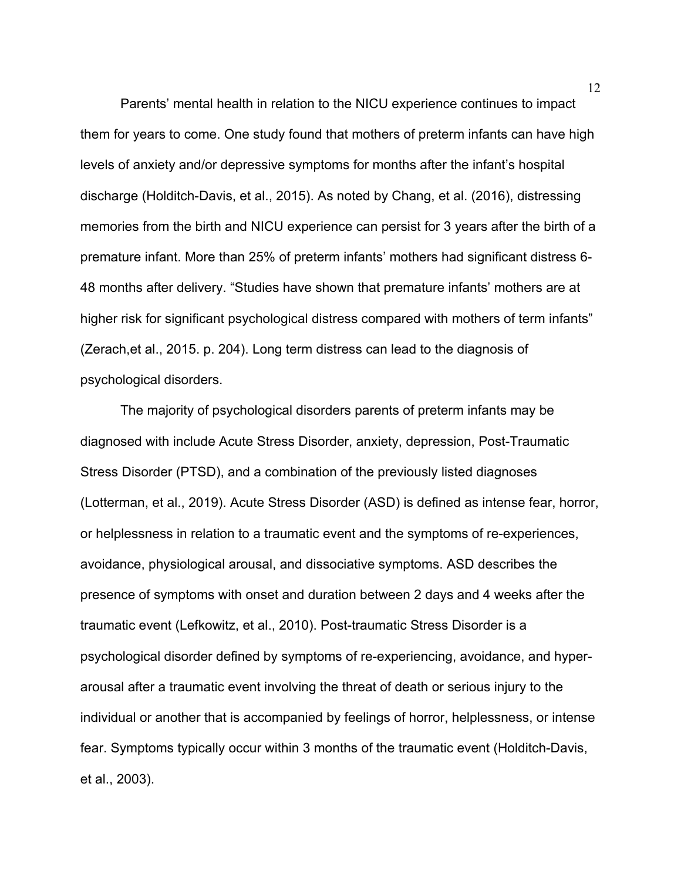Parents' mental health in relation to the NICU experience continues to impact them for years to come. One study found that mothers of preterm infants can have high levels of anxiety and/or depressive symptoms for months after the infant's hospital discharge (Holditch-Davis, et al., 2015). As noted by Chang, et al. (2016), distressing memories from the birth and NICU experience can persist for 3 years after the birth of a premature infant. More than 25% of preterm infants' mothers had significant distress 6-48 months after delivery. "Studies have shown that premature infants' mothers are at higher risk for significant psychological distress compared with mothers of term infants" (Zerach,et al., 2015. p. 204). Long term distress can lead to the diagnosis of psychological disorders.

The majority of psychological disorders parents of preterm infants may be diagnosed with include Acute Stress Disorder, anxiety, depression, Post-Traumatic Stress Disorder (PTSD), and a combination of the previously listed diagnoses (Lotterman, et al., 2019). Acute Stress Disorder (ASD) is defined as intense fear, horror, or helplessness in relation to a traumatic event and the symptoms of re-experiences, avoidance, physiological arousal, and dissociative symptoms. ASD describes the presence of symptoms with onset and duration between 2 days and 4 weeks after the traumatic event (Lefkowitz, et al., 2010). Post-traumatic Stress Disorder is a psychological disorder defined by symptoms of re-experiencing, avoidance, and hyper-arousal after a traumatic event involving the threat of death or serious injury to the individual or another that is accompanied by feelings of horror, helplessness, or intense fear. Symptoms typically occur within 3 months of the traumatic event (Holditch-Davis, et al., 2003).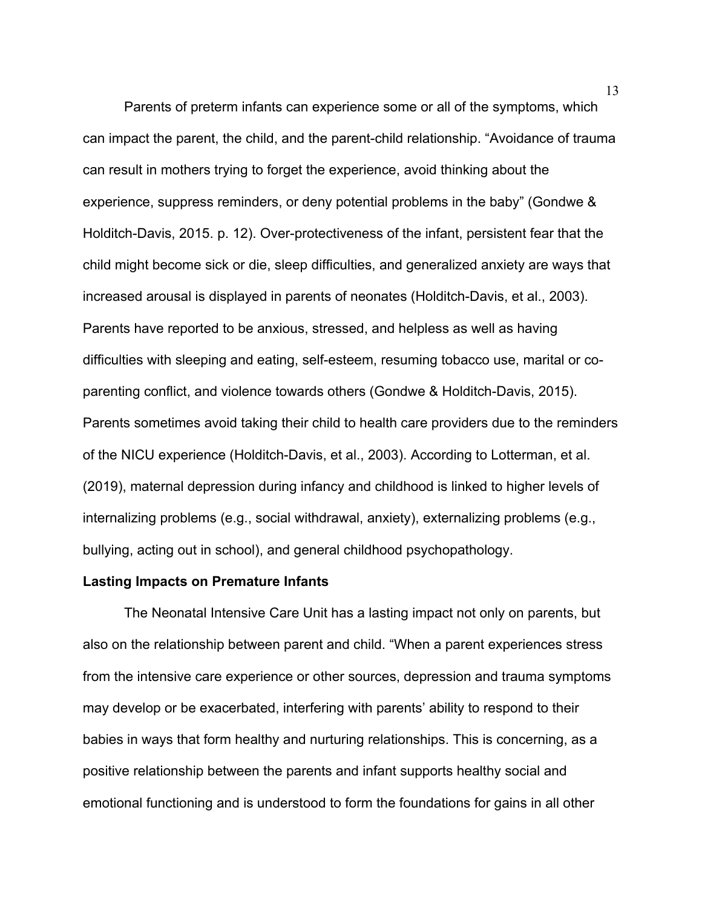Parents of preterm infants can experience some or all of the symptoms, which can impact the parent, the child, and the parent-child relationship. "Avoidance of trauma can result in mothers trying to forget the experience, avoid thinking about the experience, suppress reminders, or deny potential problems in the baby" (Gondwe & Holditch-Davis, 2015. p. 12). Over-protectiveness of the infant, persistent fear that the child might become sick or die, sleep difficulties, and generalized anxiety are ways that increased arousal is displayed in parents of neonates (Holditch-Davis, et al., 2003). Parents have reported to be anxious, stressed, and helpless as well as having difficulties with sleeping and eating, self-esteem, resuming tobacco use, marital or co-parenting conflict, and violence towards others (Gondwe & Holditch-Davis, 2015). Parents sometimes avoid taking their child to health care providers due to the reminders of the NICU experience (Holditch-Davis, et al., 2003). According to Lotterman, et al. (2019), maternal depression during infancy and childhood is linked to higher levels of internalizing problems (e.g., social withdrawal, anxiety), externalizing problems (e.g., bullying, acting out in school), and general childhood psychopathology.

**Lasting Impacts on Premature Infants**

The Neonatal Intensive Care Unit has a lasting impact not only on parents, but also on the relationship between parent and child. "When a parent experiences stress from the intensive care experience or other sources, depression and trauma symptoms may develop or be exacerbated, interfering with parents' ability to respond to their babies in ways that form healthy and nurturing relationships. This is concerning, as a positive relationship between the parents and infant supports healthy social and emotional functioning and is understood to form the foundations for gains in all other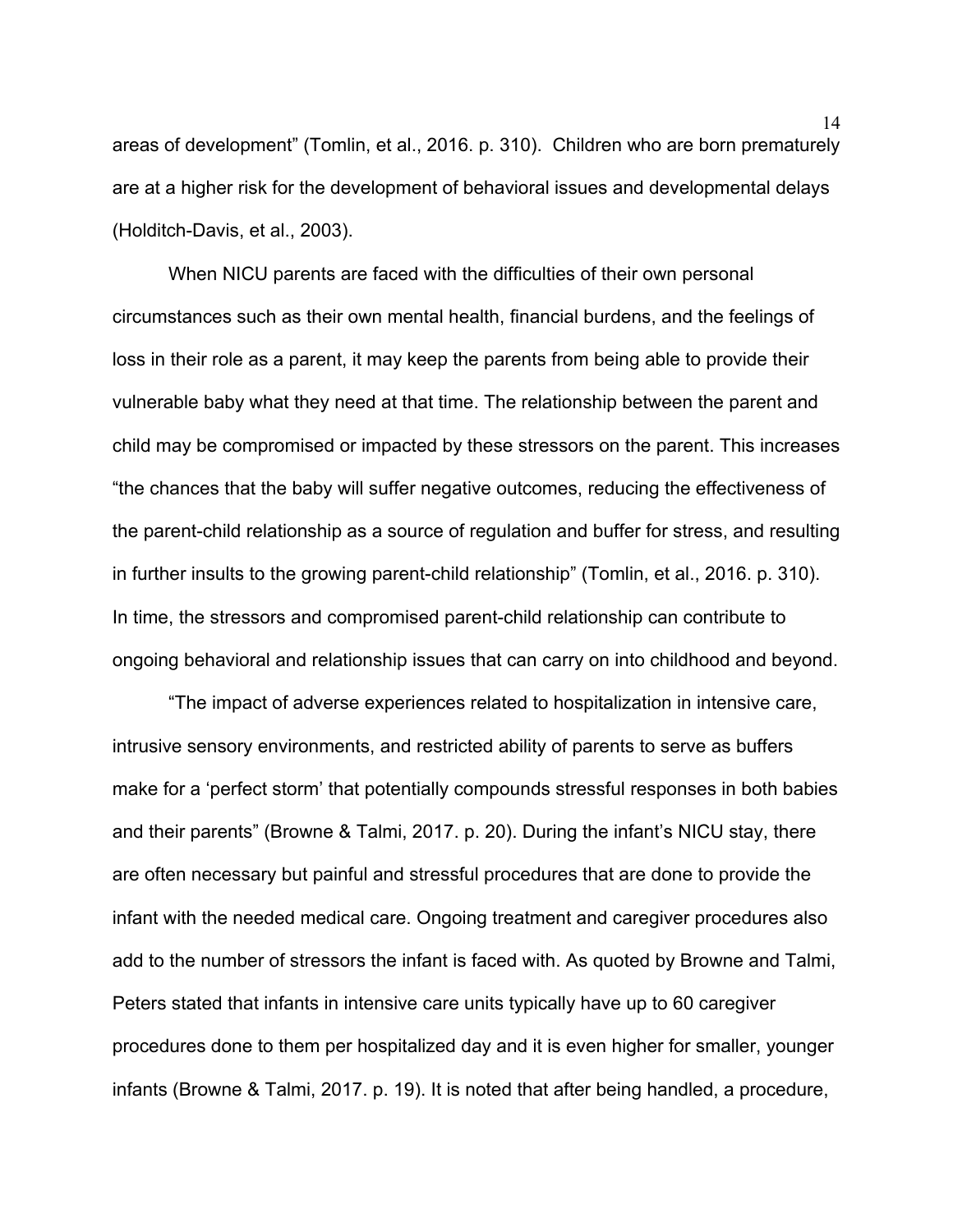areas of development" (Tomlin, et al., 2016. p. 310). Children who are born prematurely are at a higher risk for the development of behavioral issues and developmental delays (Holditch-Davis, et al., 2003).

When NICU parents are faced with the difficulties of their own personal circumstances such as their own mental health, financial burdens, and the feelings of loss in their role as a parent, it may keep the parents from being able to provide their vulnerable baby what they need at that time. The relationship between the parent and child may be compromised or impacted by these stressors on the parent. This increases "the chances that the baby will suffer negative outcomes, reducing the effectiveness of the parent-child relationship as a source of regulation and buffer for stress, and resulting in further insults to the growing parent-child relationship" (Tomlin, et al., 2016. p. 310). In time, the stressors and compromised parent-child relationship can contribute to ongoing behavioral and relationship issues that can carry on into childhood and beyond.

"The impact of adverse experiences related to hospitalization in intensive care, intrusive sensory environments, and restricted ability of parents to serve as buffers make for a 'perfect storm' that potentially compounds stressful responses in both babies and their parents" (Browne & Talmi, 2017. p. 20). During the infant's NICU stay, there are often necessary but painful and stressful procedures that are done to provide the infant with the needed medical care. Ongoing treatment and caregiver procedures also add to the number of stressors the infant is faced with. As quoted by Browne and Talmi, Peters stated that infants in intensive care units typically have up to 60 caregiver procedures done to them per hospitalized day and it is even higher for smaller, younger infants (Browne & Talmi, 2017. p. 19). It is noted that after being handled, a procedure,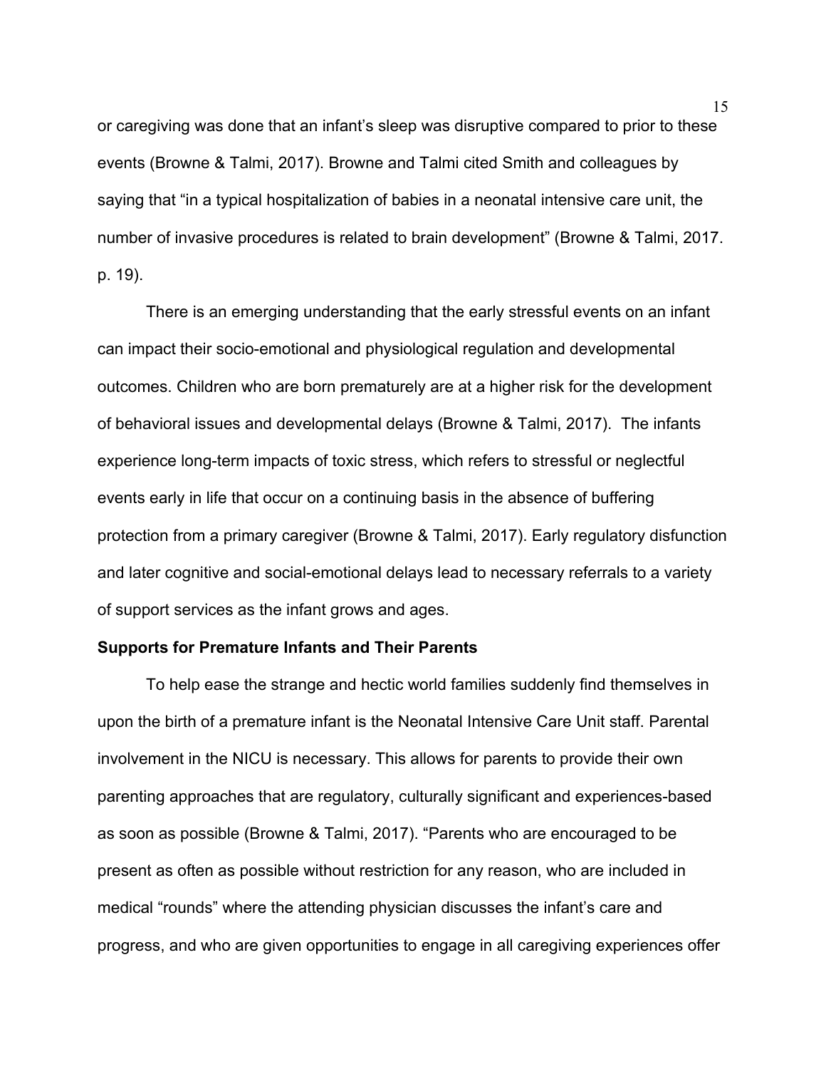or caregiving was done that an infant's sleep was disruptive compared to prior to these events (Browne & Talmi, 2017). Browne and Talmi cited Smith and colleagues by saying that "in a typical hospitalization of babies in a neonatal intensive care unit, the number of invasive procedures is related to brain development" (Browne & Talmi, 2017. p. 19).

There is an emerging understanding that the early stressful events on an infant can impact their socio-emotional and physiological regulation and developmental outcomes. Children who are born prematurely are at a higher risk for the development of behavioral issues and developmental delays (Browne & Talmi, 2017). The infants experience long-term impacts of toxic stress, which refers to stressful or neglectful events early in life that occur on a continuing basis in the absence of buffering protection from a primary caregiver (Browne & Talmi, 2017). Early regulatory disfunction and later cognitive and social-emotional delays lead to necessary referrals to a variety of support services as the infant grows and ages.

**Supports for Premature Infants and Their Parents**

To help ease the strange and hectic world families suddenly find themselves in upon the birth of a premature infant is the Neonatal Intensive Care Unit staff. Parental involvement in the NICU is necessary. This allows for parents to provide their own parenting approaches that are regulatory, culturally significant and experiences-based as soon as possible (Browne & Talmi, 2017). "Parents who are encouraged to be present as often as possible without restriction for any reason, who are included in medical "rounds" where the attending physician discusses the infant's care and progress, and who are given opportunities to engage in all caregiving experiences offer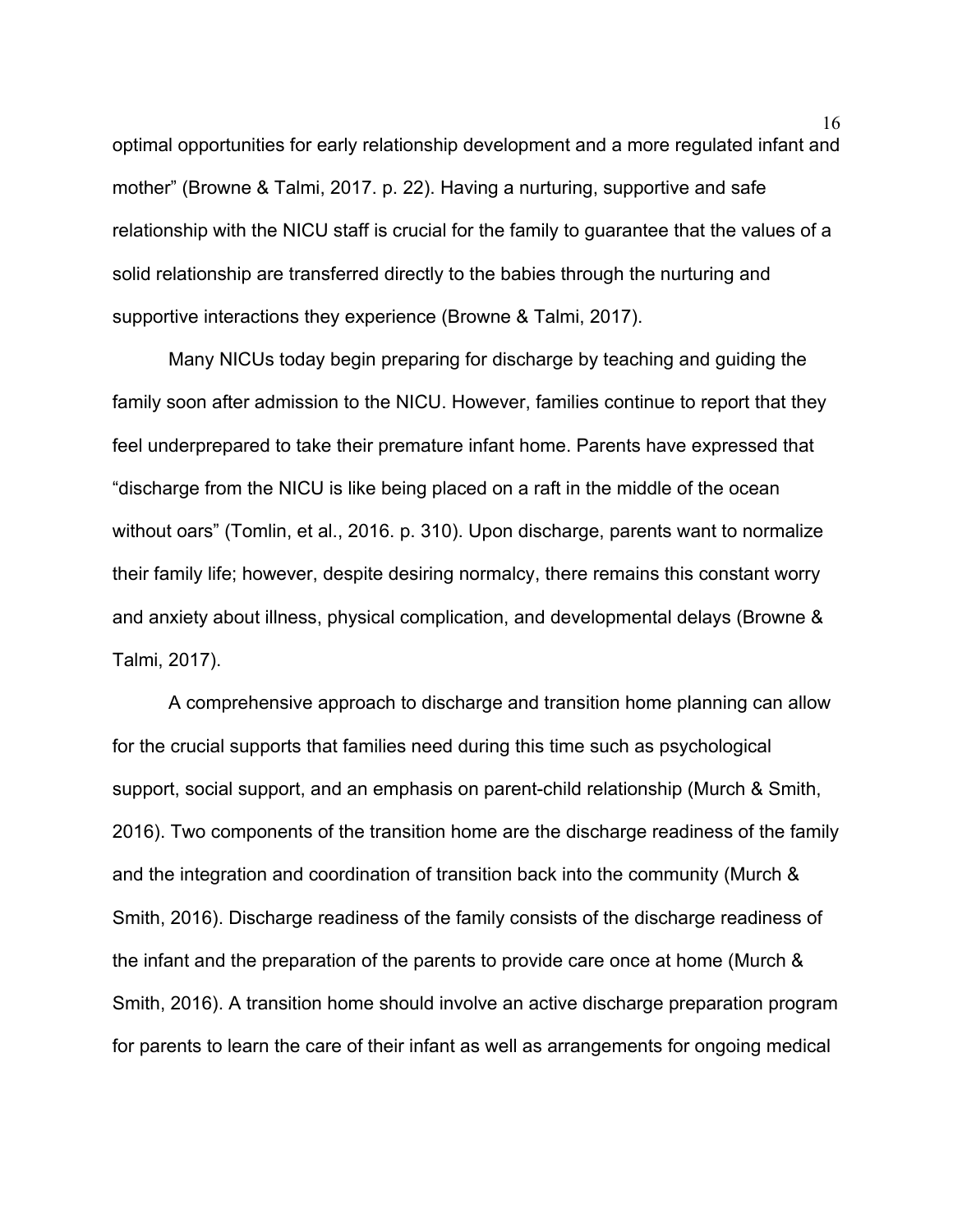optimal opportunities for early relationship development and a more regulated infant and mother" (Browne & Talmi, 2017. p. 22). Having a nurturing, supportive and safe relationship with the NICU staff is crucial for the family to guarantee that the values of a solid relationship are transferred directly to the babies through the nurturing and supportive interactions they experience (Browne & Talmi, 2017).

Many NICUs today begin preparing for discharge by teaching and guiding the family soon after admission to the NICU. However, families continue to report that they feel underprepared to take their premature infant home. Parents have expressed that "discharge from the NICU is like being placed on a raft in the middle of the ocean without oars" (Tomlin, et al., 2016. p. 310). Upon discharge, parents want to normalize their family life; however, despite desiring normalcy, there remains this constant worry and anxiety about illness, physical complication, and developmental delays (Browne & Talmi, 2017).

A comprehensive approach to discharge and transition home planning can allow for the crucial supports that families need during this time such as psychological support, social support, and an emphasis on parent-child relationship (Murch & Smith, 2016). Two components of the transition home are the discharge readiness of the family and the integration and coordination of transition back into the community (Murch & Smith, 2016). Discharge readiness of the family consists of the discharge readiness of the infant and the preparation of the parents to provide care once at home (Murch & Smith, 2016). A transition home should involve an active discharge preparation program for parents to learn the care of their infant as well as arrangements for ongoing medical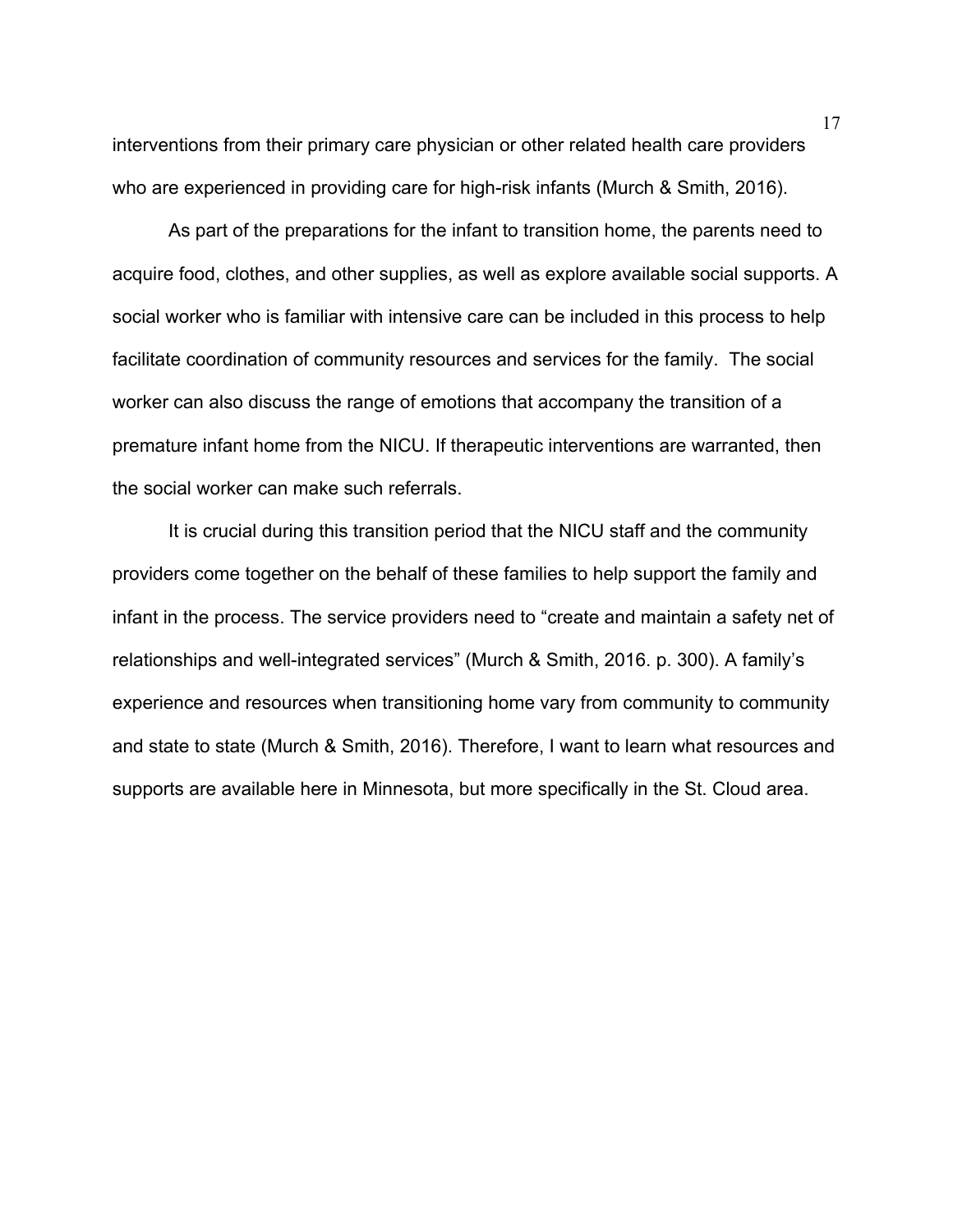interventions from their primary care physician or other related health care providers who are experienced in providing care for high-risk infants (Murch & Smith, 2016).

As part of the preparations for the infant to transition home, the parents need to acquire food, clothes, and other supplies, as well as explore available social supports. A social worker who is familiar with intensive care can be included in this process to help facilitate coordination of community resources and services for the family. The social worker can also discuss the range of emotions that accompany the transition of a premature infant home from the NICU. If therapeutic interventions are warranted, then the social worker can make such referrals.

It is crucial during this transition period that the NICU staff and the community providers come together on the behalf of these families to help support the family and infant in the process. The service providers need to "create and maintain a safety net of relationships and well-integrated services" (Murch & Smith, 2016. p. 300). A family's experience and resources when transitioning home vary from community to community and state to state (Murch & Smith, 2016). Therefore, I want to learn what resources and supports are available here in Minnesota, but more specifically in the St. Cloud area.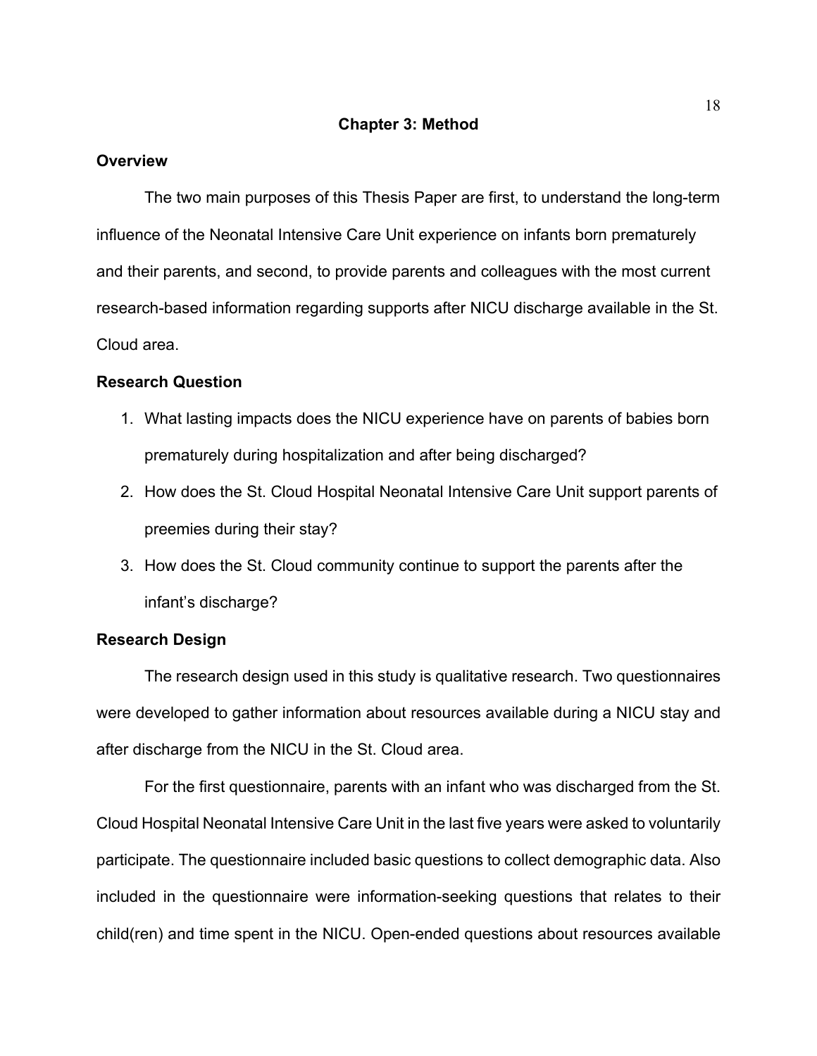# Chapter 3: Method

## Overview

The two main purposes of this Thesis Paper are first, to understand the long-term influence of the Neonatal Intensive Care Unit experience on infants born prematurely and their parents, and second, to provide parents and colleagues with the most current research-based information regarding supports after NICU discharge available in the St. Cloud area.

## Research Question

1. What lasting impacts does the NICU experience have on parents of babies born prematurely during hospitalization and after being discharged?
2. How does the St. Cloud Hospital Neonatal Intensive Care Unit support parents of preemies during their stay?
3. How does the St. Cloud community continue to support the parents after the infant's discharge?

## Research Design

The research design used in this study is qualitative research. Two questionnaires were developed to gather information about resources available during a NICU stay and after discharge from the NICU in the St. Cloud area.

For the first questionnaire, parents with an infant who was discharged from the St. Cloud Hospital Neonatal Intensive Care Unit in the last five years were asked to voluntarily participate. The questionnaire included basic questions to collect demographic data. Also included in the questionnaire were information-seeking questions that relates to their child(ren) and time spent in the NICU. Open-ended questions about resources available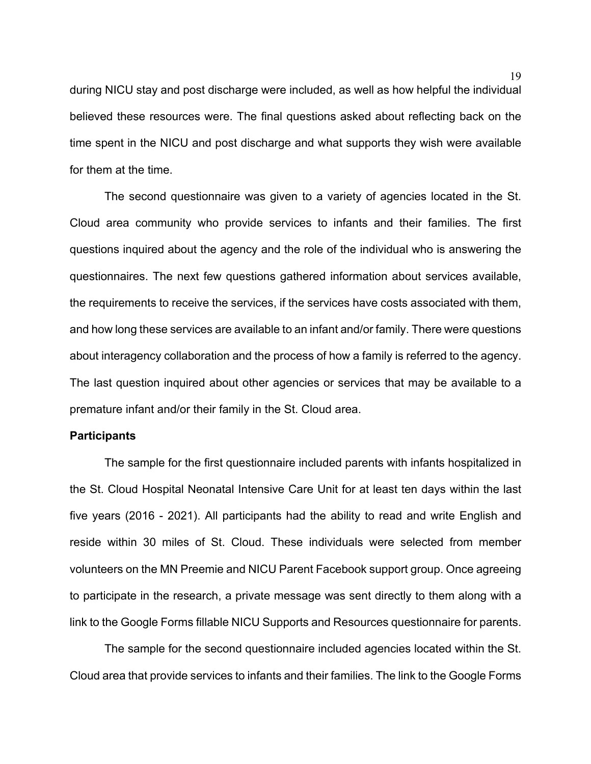during NICU stay and post discharge were included, as well as how helpful the individual believed these resources were. The final questions asked about reflecting back on the time spent in the NICU and post discharge and what supports they wish were available for them at the time.

The second questionnaire was given to a variety of agencies located in the St. Cloud area community who provide services to infants and their families. The first questions inquired about the agency and the role of the individual who is answering the questionnaires. The next few questions gathered information about services available, the requirements to receive the services, if the services have costs associated with them, and how long these services are available to an infant and/or family. There were questions about interagency collaboration and the process of how a family is referred to the agency. The last question inquired about other agencies or services that may be available to a premature infant and/or their family in the St. Cloud area.

**Participants**

The sample for the first questionnaire included parents with infants hospitalized in the St. Cloud Hospital Neonatal Intensive Care Unit for at least ten days within the last five years (2016 - 2021). All participants had the ability to read and write English and reside within 30 miles of St. Cloud. These individuals were selected from member volunteers on the MN Preemie and NICU Parent Facebook support group. Once agreeing to participate in the research, a private message was sent directly to them along with a link to the Google Forms fillable NICU Supports and Resources questionnaire for parents.

The sample for the second questionnaire included agencies located within the St. Cloud area that provide services to infants and their families. The link to the Google Forms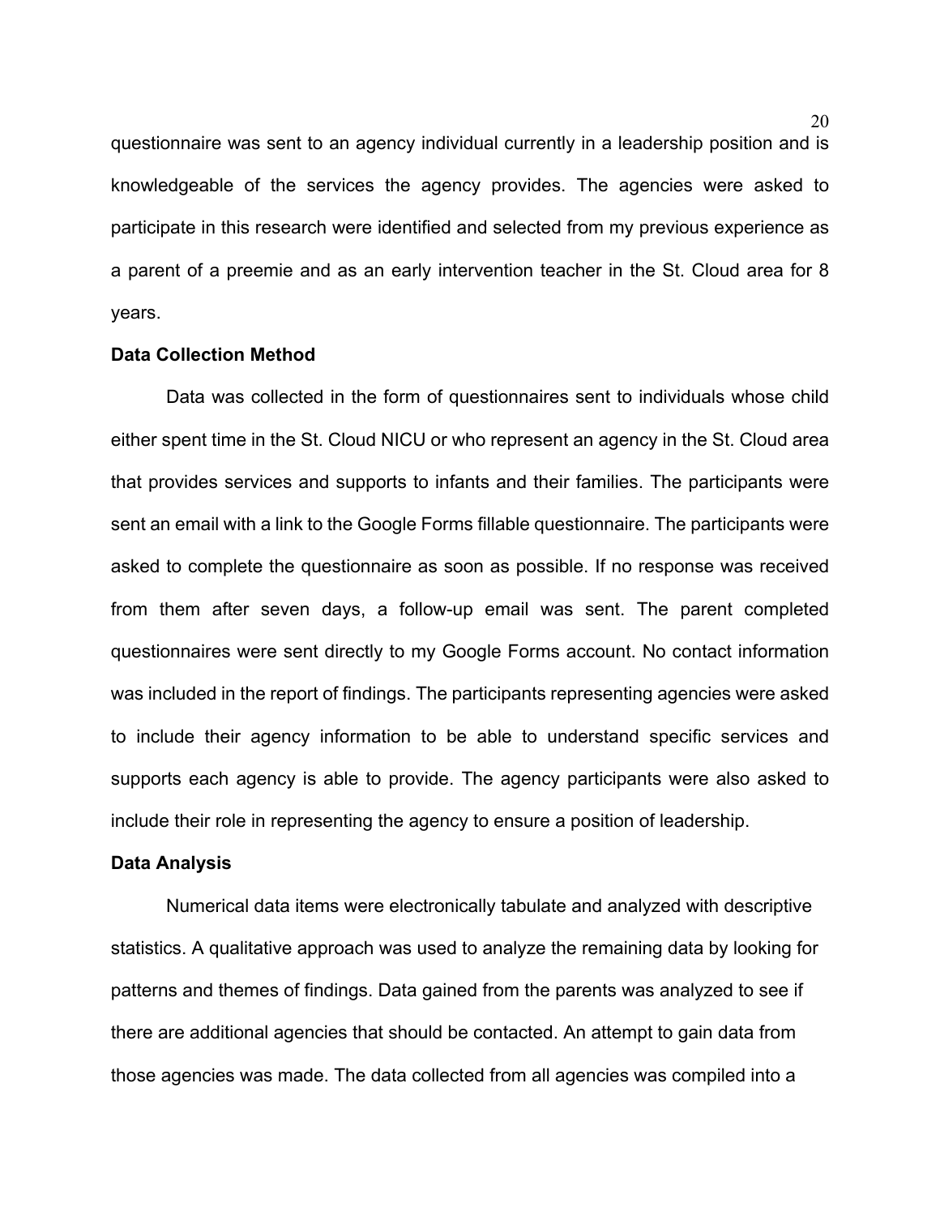questionnaire was sent to an agency individual currently in a leadership position and is knowledgeable of the services the agency provides. The agencies were asked to participate in this research were identified and selected from my previous experience as a parent of a preemie and as an early intervention teacher in the St. Cloud area for 8 years.

**Data Collection Method**

Data was collected in the form of questionnaires sent to individuals whose child either spent time in the St. Cloud NICU or who represent an agency in the St. Cloud area that provides services and supports to infants and their families. The participants were sent an email with a link to the Google Forms fillable questionnaire. The participants were asked to complete the questionnaire as soon as possible. If no response was received from them after seven days, a follow-up email was sent. The parent completed questionnaires were sent directly to my Google Forms account. No contact information was included in the report of findings. The participants representing agencies were asked to include their agency information to be able to understand specific services and supports each agency is able to provide. The agency participants were also asked to include their role in representing the agency to ensure a position of leadership.

**Data Analysis**

Numerical data items were electronically tabulate and analyzed with descriptive statistics. A qualitative approach was used to analyze the remaining data by looking for patterns and themes of findings. Data gained from the parents was analyzed to see if there are additional agencies that should be contacted. An attempt to gain data from those agencies was made. The data collected from all agencies was compiled into a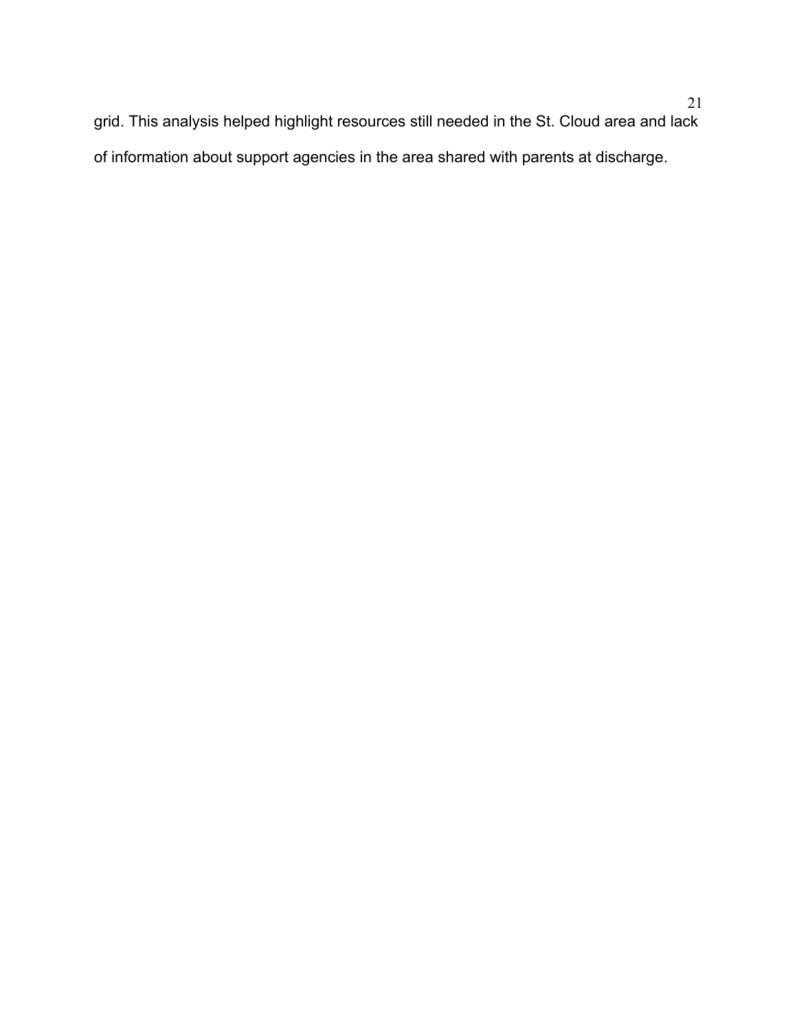grid. This analysis helped highlight resources still needed in the St. Cloud area and lack of information about support agencies in the area shared with parents at discharge.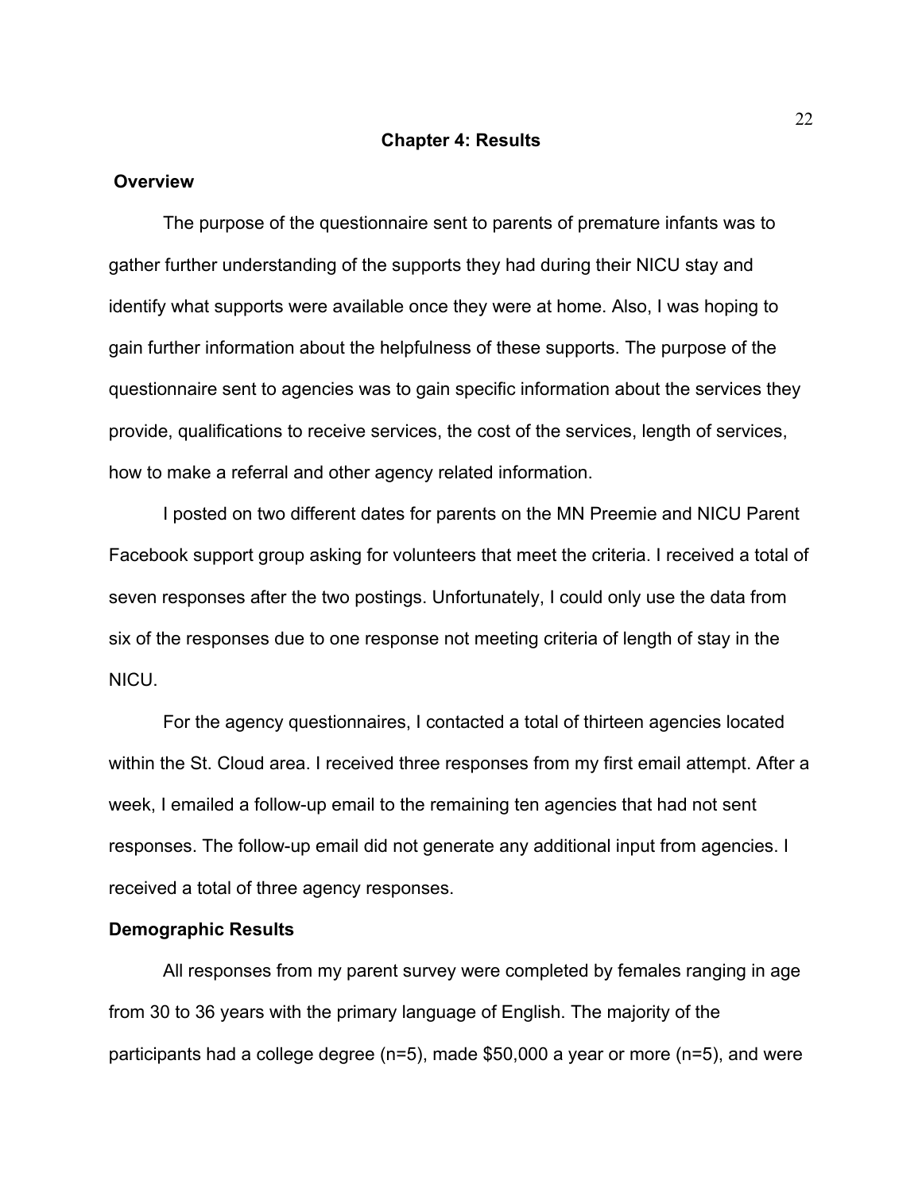# Chapter 4: Results

## Overview

The purpose of the questionnaire sent to parents of premature infants was to gather further understanding of the supports they had during their NICU stay and identify what supports were available once they were at home. Also, I was hoping to gain further information about the helpfulness of these supports. The purpose of the questionnaire sent to agencies was to gain specific information about the services they provide, qualifications to receive services, the cost of the services, length of services, how to make a referral and other agency related information.

I posted on two different dates for parents on the MN Preemie and NICU Parent Facebook support group asking for volunteers that meet the criteria. I received a total of seven responses after the two postings. Unfortunately, I could only use the data from six of the responses due to one response not meeting criteria of length of stay in the NICU.

For the agency questionnaires, I contacted a total of thirteen agencies located within the St. Cloud area. I received three responses from my first email attempt. After a week, I emailed a follow-up email to the remaining ten agencies that had not sent responses. The follow-up email did not generate any additional input from agencies. I received a total of three agency responses.

## Demographic Results

All responses from my parent survey were completed by females ranging in age from 30 to 36 years with the primary language of English. The majority of the participants had a college degree (n=5), made $50,000 a year or more (n=5), and were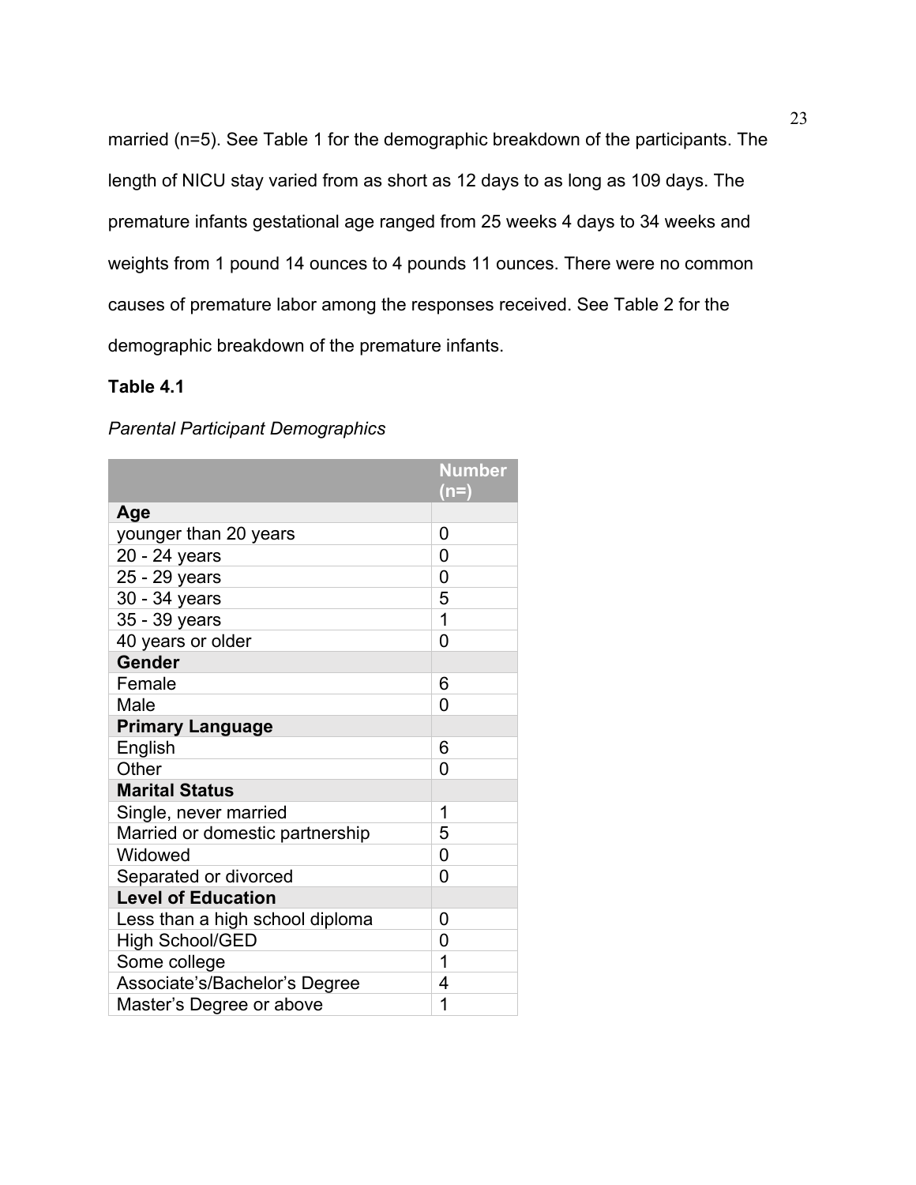married (n=5). See Table 1 for the demographic breakdown of the participants. The length of NICU stay varied from as short as 12 days to as long as 109 days. The premature infants gestational age ranged from 25 weeks 4 days to 34 weeks and weights from 1 pound 14 ounces to 4 pounds 11 ounces. There were no common causes of premature labor among the responses received. See Table 2 for the demographic breakdown of the premature infants.

**Table 4.1**

*Parental Participant Demographics*

| | Number (n=) |
|---|---|
| **Age** | |
| younger than 20 years | 0 |
| 20 - 24 years | 0 |
| 25 - 29 years | 0 |
| 30 - 34 years | 5 |
| 35 - 39 years | 1 |
| 40 years or older | 0 |
| **Gender** | |
| Female | 6 |
| Male | 0 |
| **Primary Language** | |
| English | 6 |
| Other | 0 |
| **Marital Status** | |
| Single, never married | 1 |
| Married or domestic partnership | 5 |
| Widowed | 0 |
| Separated or divorced | 0 |
| **Level of Education** | |
| Less than a high school diploma | 0 |
| High School/GED | 0 |
| Some college | 1 |
| Associate's/Bachelor's Degree | 4 |
| Master's Degree or above | 1 |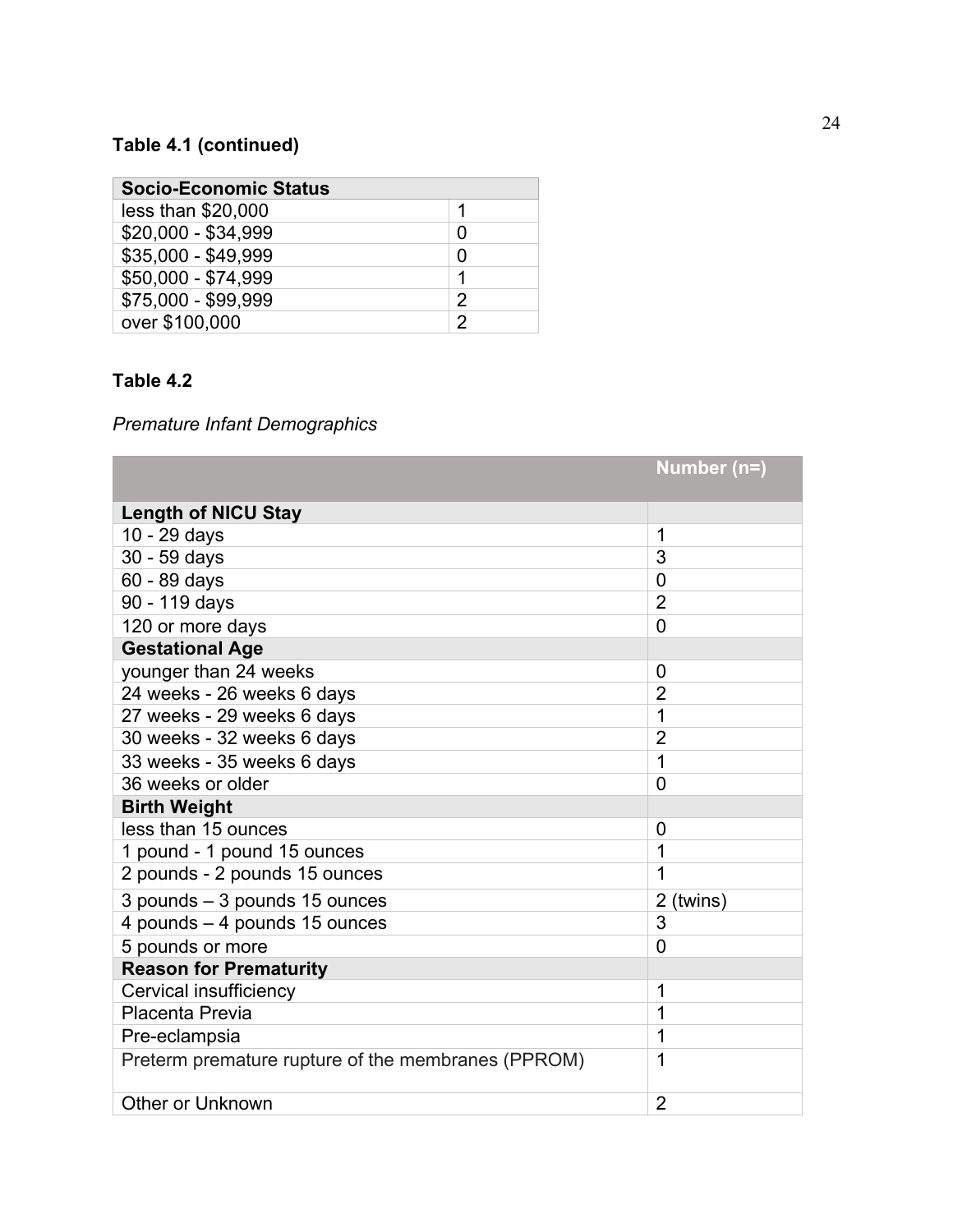**Table 4.1 (continued)**

| Socio-Economic Status | |
|---|---|
| less than $20,000 | 1 |
| $20,000 - $34,999 | 0 |
| $35,000 - $49,999 | 0 |
| $50,000 - $74,999 | 1 |
| $75,000 - $99,999 | 2 |
| over $100,000 | 2 |

**Table 4.2**

*Premature Infant Demographics*

| | Number (n=) |
|---|---|
| **Length of NICU Stay** | |
| 10 - 29 days | 1 |
| 30 - 59 days | 3 |
| 60 - 89 days | 0 |
| 90 - 119 days | 2 |
| 120 or more days | 0 |
| **Gestational Age** | |
| younger than 24 weeks | 0 |
| 24 weeks - 26 weeks 6 days | 2 |
| 27 weeks - 29 weeks 6 days | 1 |
| 30 weeks - 32 weeks 6 days | 2 |
| 33 weeks - 35 weeks 6 days | 1 |
| 36 weeks or older | 0 |
| **Birth Weight** | |
| less than 15 ounces | 0 |
| 1 pound - 1 pound 15 ounces | 1 |
| 2 pounds - 2 pounds 15 ounces | 1 |
| 3 pounds – 3 pounds 15 ounces | 2 (twins) |
| 4 pounds – 4 pounds 15 ounces | 3 |
| 5 pounds or more | 0 |
| **Reason for Prematurity** | |
| Cervical insufficiency | 1 |
| Placenta Previa | 1 |
| Pre-eclampsia | 1 |
| Preterm premature rupture of the membranes (PPROM) | 1 |
| Other or Unknown | 2 |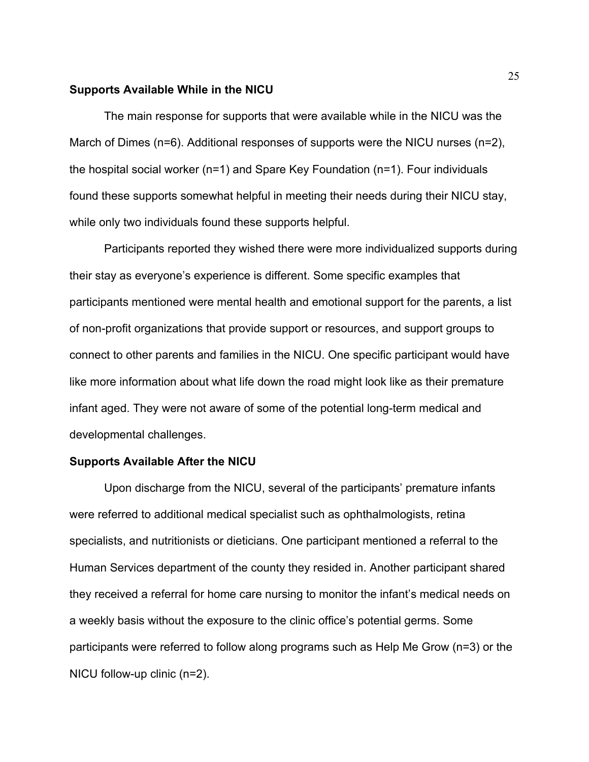### Supports Available While in the NICU

The main response for supports that were available while in the NICU was the March of Dimes (n=6). Additional responses of supports were the NICU nurses (n=2), the hospital social worker (n=1) and Spare Key Foundation (n=1). Four individuals found these supports somewhat helpful in meeting their needs during their NICU stay, while only two individuals found these supports helpful.

Participants reported they wished there were more individualized supports during their stay as everyone's experience is different. Some specific examples that participants mentioned were mental health and emotional support for the parents, a list of non-profit organizations that provide support or resources, and support groups to connect to other parents and families in the NICU. One specific participant would have like more information about what life down the road might look like as their premature infant aged. They were not aware of some of the potential long-term medical and developmental challenges.

### Supports Available After the NICU

Upon discharge from the NICU, several of the participants' premature infants were referred to additional medical specialist such as ophthalmologists, retina specialists, and nutritionists or dieticians. One participant mentioned a referral to the Human Services department of the county they resided in. Another participant shared they received a referral for home care nursing to monitor the infant's medical needs on a weekly basis without the exposure to the clinic office's potential germs. Some participants were referred to follow along programs such as Help Me Grow (n=3) or the NICU follow-up clinic (n=2).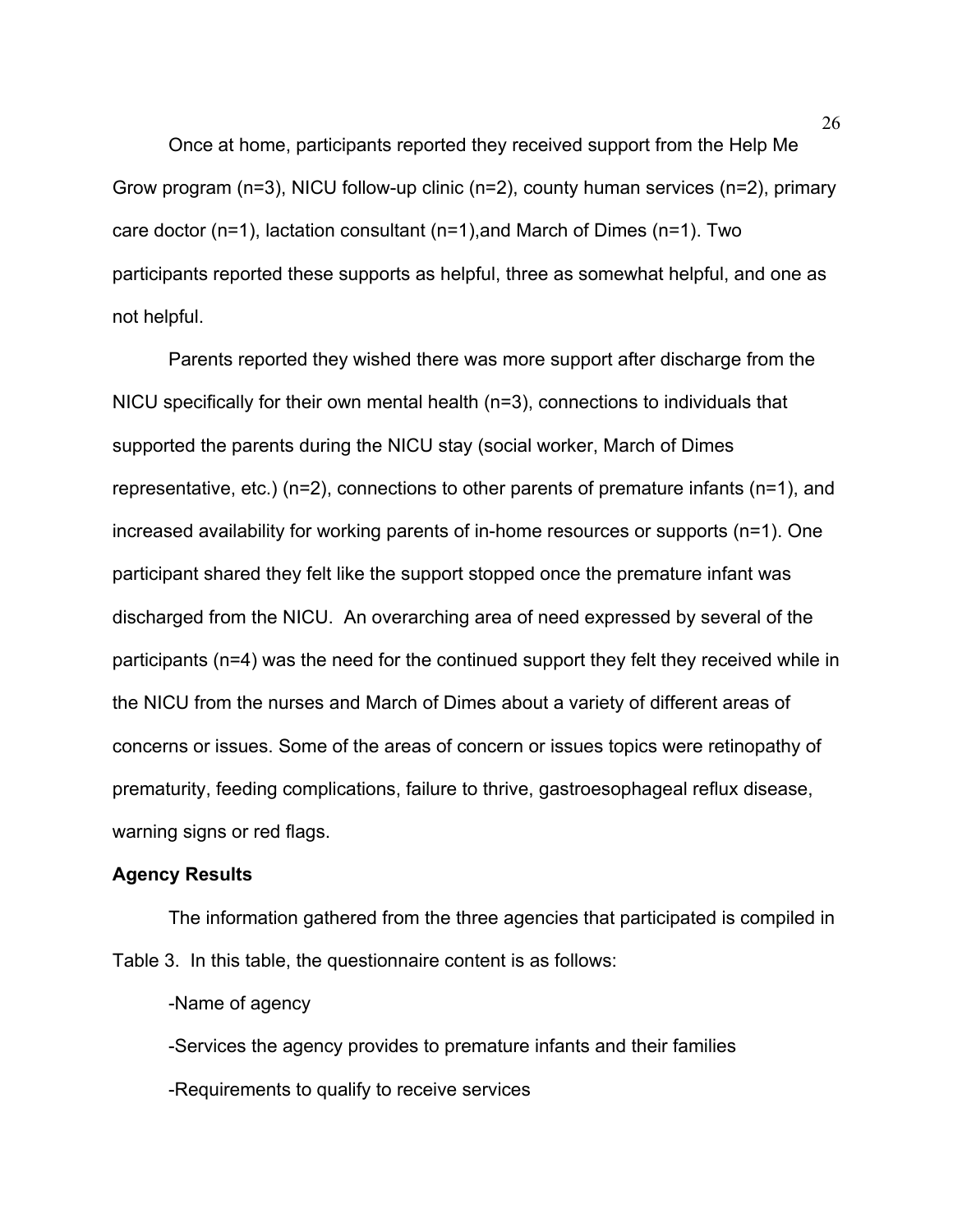Once at home, participants reported they received support from the Help Me Grow program (n=3), NICU follow-up clinic (n=2), county human services (n=2), primary care doctor (n=1), lactation consultant (n=1),and March of Dimes (n=1). Two participants reported these supports as helpful, three as somewhat helpful, and one as not helpful.

Parents reported they wished there was more support after discharge from the NICU specifically for their own mental health (n=3), connections to individuals that supported the parents during the NICU stay (social worker, March of Dimes representative, etc.) (n=2), connections to other parents of premature infants (n=1), and increased availability for working parents of in-home resources or supports (n=1). One participant shared they felt like the support stopped once the premature infant was discharged from the NICU. An overarching area of need expressed by several of the participants (n=4) was the need for the continued support they felt they received while in the NICU from the nurses and March of Dimes about a variety of different areas of concerns or issues. Some of the areas of concern or issues topics were retinopathy of prematurity, feeding complications, failure to thrive, gastroesophageal reflux disease, warning signs or red flags.

**Agency Results**

The information gathered from the three agencies that participated is compiled in Table 3. In this table, the questionnaire content is as follows:

-Name of agency

-Services the agency provides to premature infants and their families

-Requirements to qualify to receive services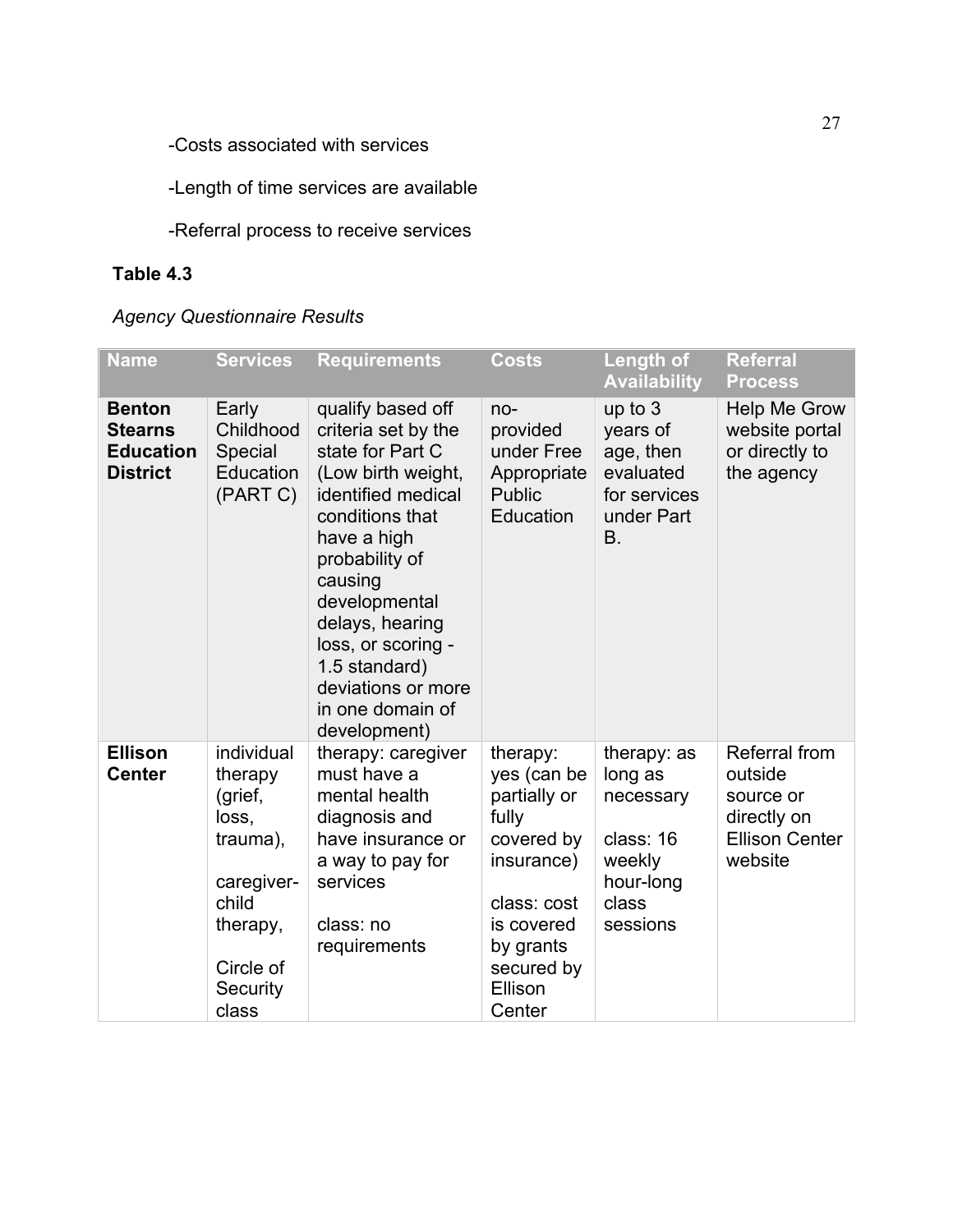-Costs associated with services

-Length of time services are available

-Referral process to receive services

**Table 4.3**

*Agency Questionnaire Results*

| Name | Services | Requirements | Costs | Length of Availability | Referral Process |
|---|---|---|---|---|---|
| **Benton Stearns Education District** | Early Childhood Special Education (PART C) | qualify based off criteria set by the state for Part C (Low birth weight, identified medical conditions that have a high probability of causing developmental delays, hearing loss, or scoring -1.5 standard) deviations or more in one domain of development) | no- provided under Free Appropriate Public Education | up to 3 years of age, then evaluated for services under Part B. | Help Me Grow website portal or directly to the agency |
| **Ellison Center** | individual therapy (grief, loss, trauma), caregiver-child therapy, Circle of Security class | therapy: caregiver must have a mental health diagnosis and have insurance or a way to pay for services<br><br>class: no requirements | therapy: yes (can be partially or fully covered by insurance)<br><br>class: cost is covered by grants secured by Ellison Center | therapy: as long as necessary<br><br>class: 16 weekly hour-long class sessions | Referral from outside source or directly on Ellison Center website |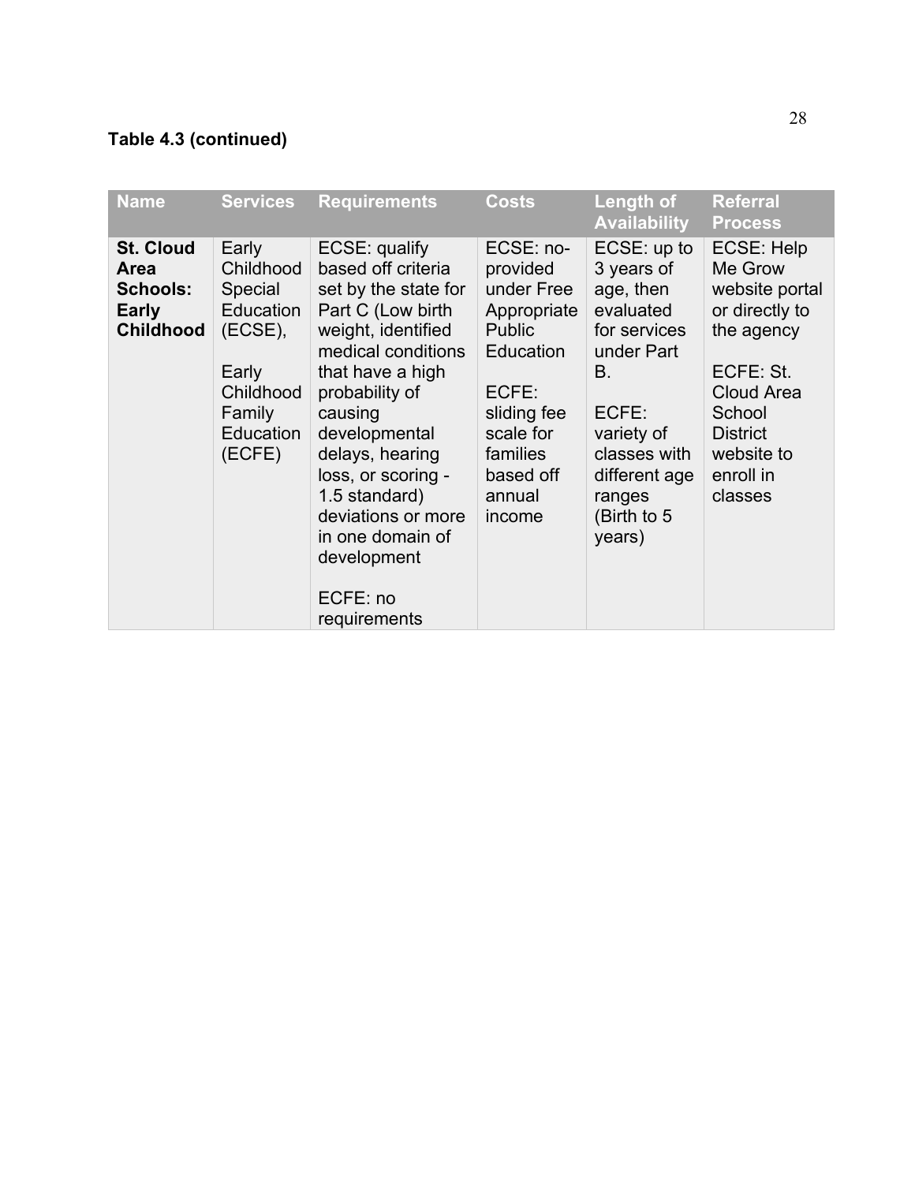**Table 4.3 (continued)**

| Name | Services | Requirements | Costs | Length of Availability | Referral Process |
|---|---|---|---|---|---|
| **St. Cloud Area Schools: Early Childhood** | Early Childhood Special Education (ECSE),<br><br>Early Childhood Family Education (ECFE) | ECSE: qualify based off criteria set by the state for Part C (Low birth weight, identified medical conditions that have a high probability of causing developmental delays, hearing loss, or scoring -1.5 standard) deviations or more in one domain of development<br><br>ECFE: no requirements | ECSE: no-provided under Free Appropriate Public Education<br><br>ECFE: sliding fee scale for families based off annual income | ECSE: up to 3 years of age, then evaluated for services under Part B.<br><br>ECFE: variety of classes with different age ranges (Birth to 5 years) | ECSE: Help Me Grow website portal or directly to the agency<br><br>ECFE: St. Cloud Area School District website to enroll in classes |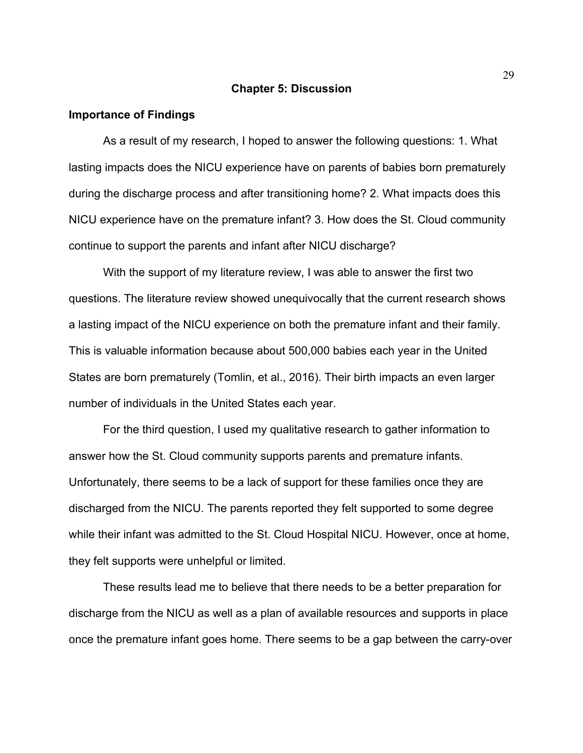# Chapter 5: Discussion

## Importance of Findings

As a result of my research, I hoped to answer the following questions: 1. What lasting impacts does the NICU experience have on parents of babies born prematurely during the discharge process and after transitioning home? 2. What impacts does this NICU experience have on the premature infant? 3. How does the St. Cloud community continue to support the parents and infant after NICU discharge?

With the support of my literature review, I was able to answer the first two questions. The literature review showed unequivocally that the current research shows a lasting impact of the NICU experience on both the premature infant and their family. This is valuable information because about 500,000 babies each year in the United States are born prematurely (Tomlin, et al., 2016). Their birth impacts an even larger number of individuals in the United States each year.

For the third question, I used my qualitative research to gather information to answer how the St. Cloud community supports parents and premature infants. Unfortunately, there seems to be a lack of support for these families once they are discharged from the NICU. The parents reported they felt supported to some degree while their infant was admitted to the St. Cloud Hospital NICU. However, once at home, they felt supports were unhelpful or limited.

These results lead me to believe that there needs to be a better preparation for discharge from the NICU as well as a plan of available resources and supports in place once the premature infant goes home. There seems to be a gap between the carry-over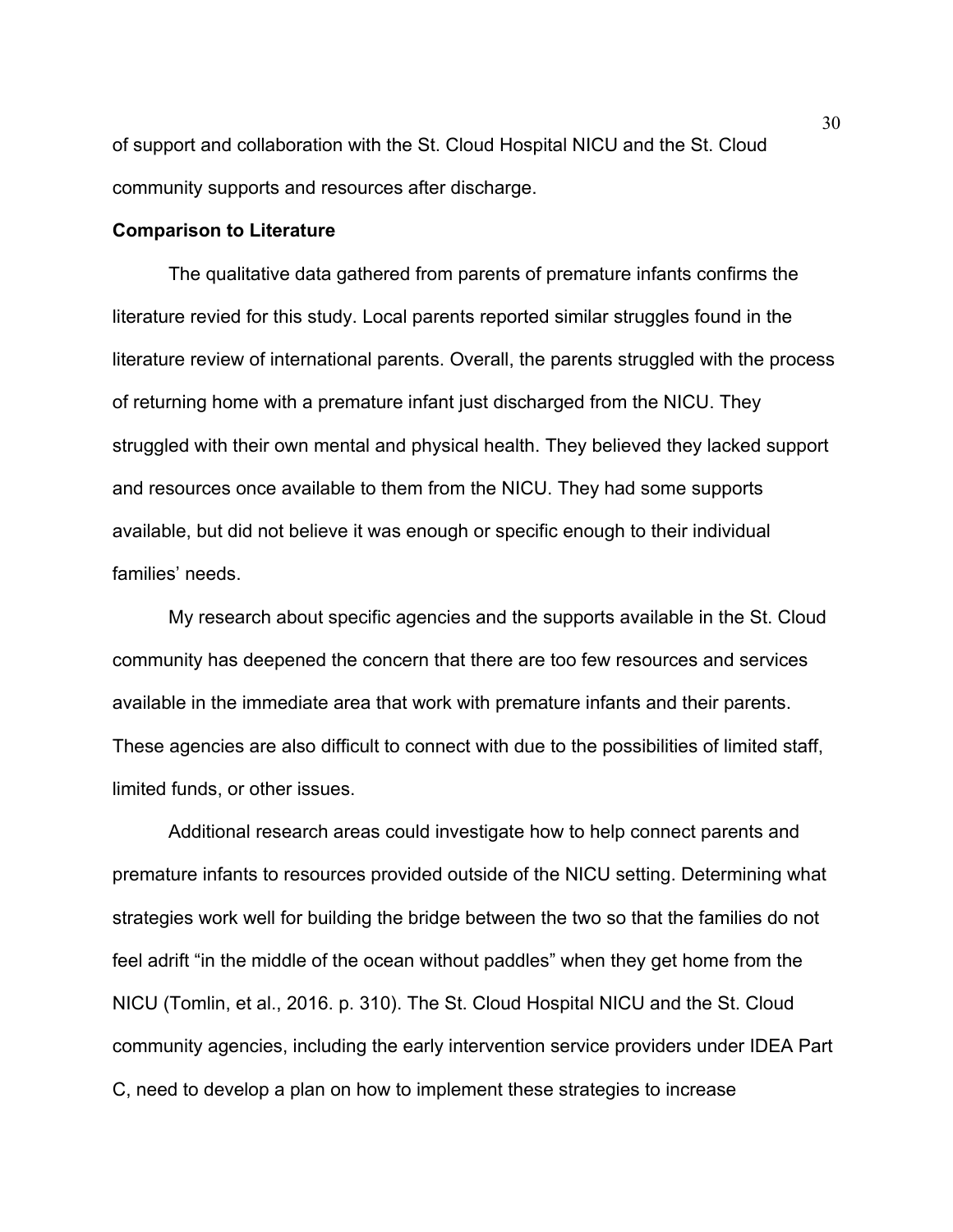of support and collaboration with the St. Cloud Hospital NICU and the St. Cloud community supports and resources after discharge.

**Comparison to Literature**

The qualitative data gathered from parents of premature infants confirms the literature revied for this study. Local parents reported similar struggles found in the literature review of international parents. Overall, the parents struggled with the process of returning home with a premature infant just discharged from the NICU. They struggled with their own mental and physical health. They believed they lacked support and resources once available to them from the NICU. They had some supports available, but did not believe it was enough or specific enough to their individual families' needs.

My research about specific agencies and the supports available in the St. Cloud community has deepened the concern that there are too few resources and services available in the immediate area that work with premature infants and their parents. These agencies are also difficult to connect with due to the possibilities of limited staff, limited funds, or other issues.

Additional research areas could investigate how to help connect parents and premature infants to resources provided outside of the NICU setting. Determining what strategies work well for building the bridge between the two so that the families do not feel adrift "in the middle of the ocean without paddles" when they get home from the NICU (Tomlin, et al., 2016. p. 310). The St. Cloud Hospital NICU and the St. Cloud community agencies, including the early intervention service providers under IDEA Part C, need to develop a plan on how to implement these strategies to increase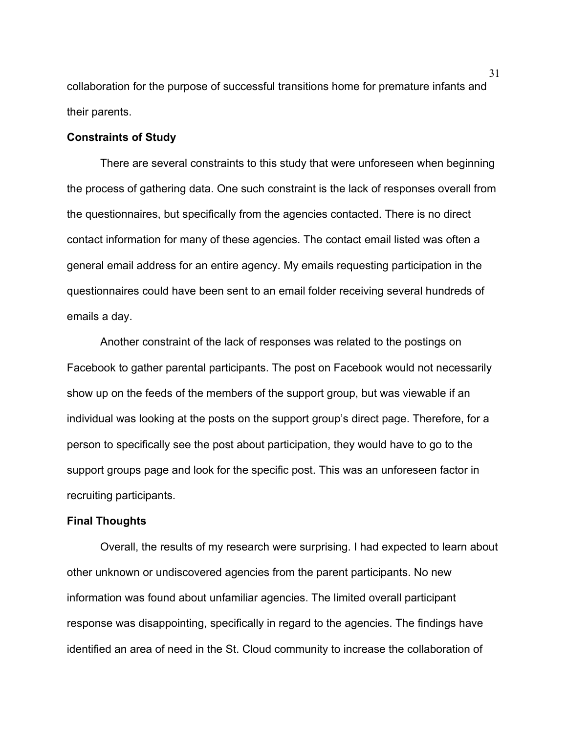collaboration for the purpose of successful transitions home for premature infants and their parents.

**Constraints of Study**

There are several constraints to this study that were unforeseen when beginning the process of gathering data. One such constraint is the lack of responses overall from the questionnaires, but specifically from the agencies contacted. There is no direct contact information for many of these agencies. The contact email listed was often a general email address for an entire agency. My emails requesting participation in the questionnaires could have been sent to an email folder receiving several hundreds of emails a day.

Another constraint of the lack of responses was related to the postings on Facebook to gather parental participants. The post on Facebook would not necessarily show up on the feeds of the members of the support group, but was viewable if an individual was looking at the posts on the support group's direct page. Therefore, for a person to specifically see the post about participation, they would have to go to the support groups page and look for the specific post. This was an unforeseen factor in recruiting participants.

**Final Thoughts**

Overall, the results of my research were surprising. I had expected to learn about other unknown or undiscovered agencies from the parent participants. No new information was found about unfamiliar agencies. The limited overall participant response was disappointing, specifically in regard to the agencies. The findings have identified an area of need in the St. Cloud community to increase the collaboration of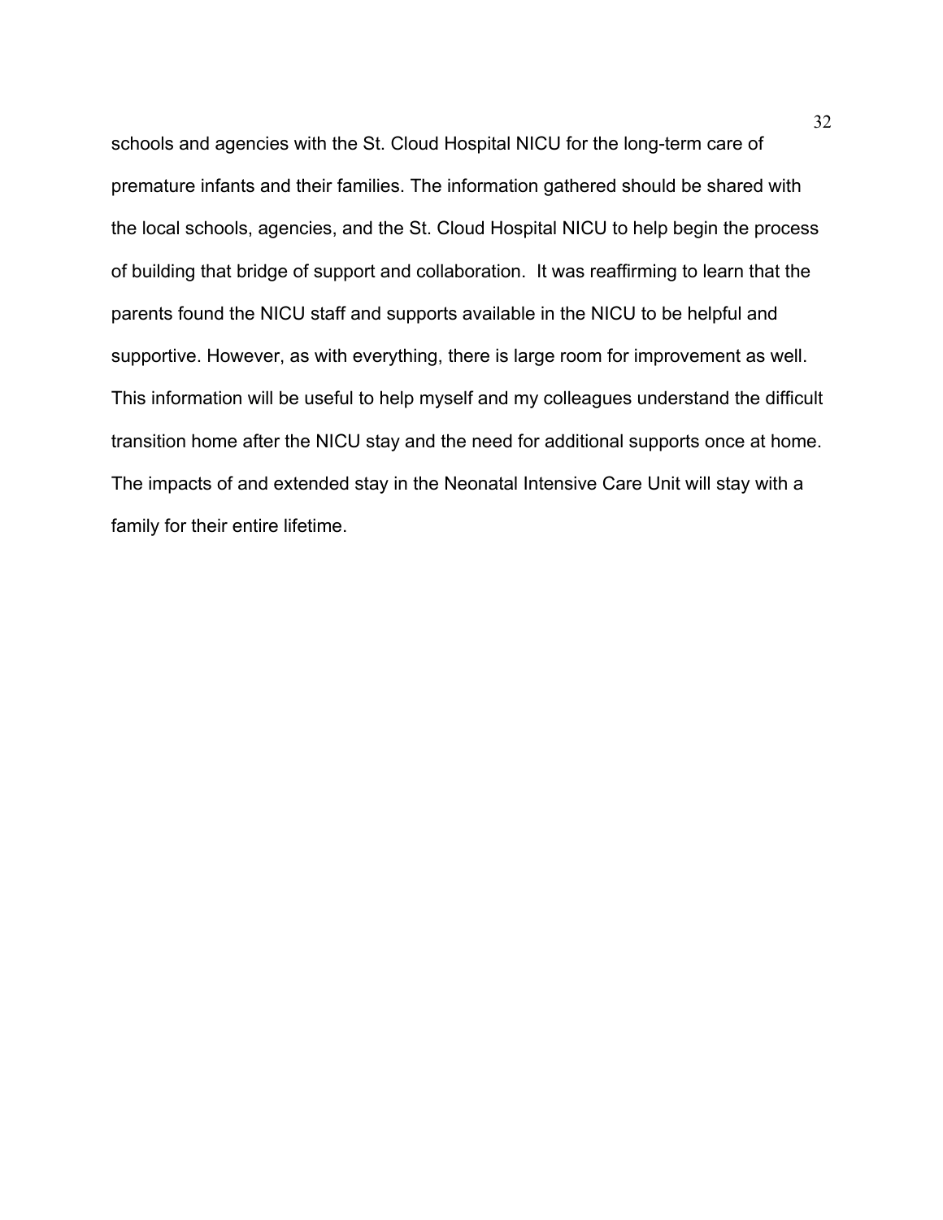schools and agencies with the St. Cloud Hospital NICU for the long-term care of premature infants and their families. The information gathered should be shared with the local schools, agencies, and the St. Cloud Hospital NICU to help begin the process of building that bridge of support and collaboration. It was reaffirming to learn that the parents found the NICU staff and supports available in the NICU to be helpful and supportive. However, as with everything, there is large room for improvement as well. This information will be useful to help myself and my colleagues understand the difficult transition home after the NICU stay and the need for additional supports once at home. The impacts of and extended stay in the Neonatal Intensive Care Unit will stay with a family for their entire lifetime.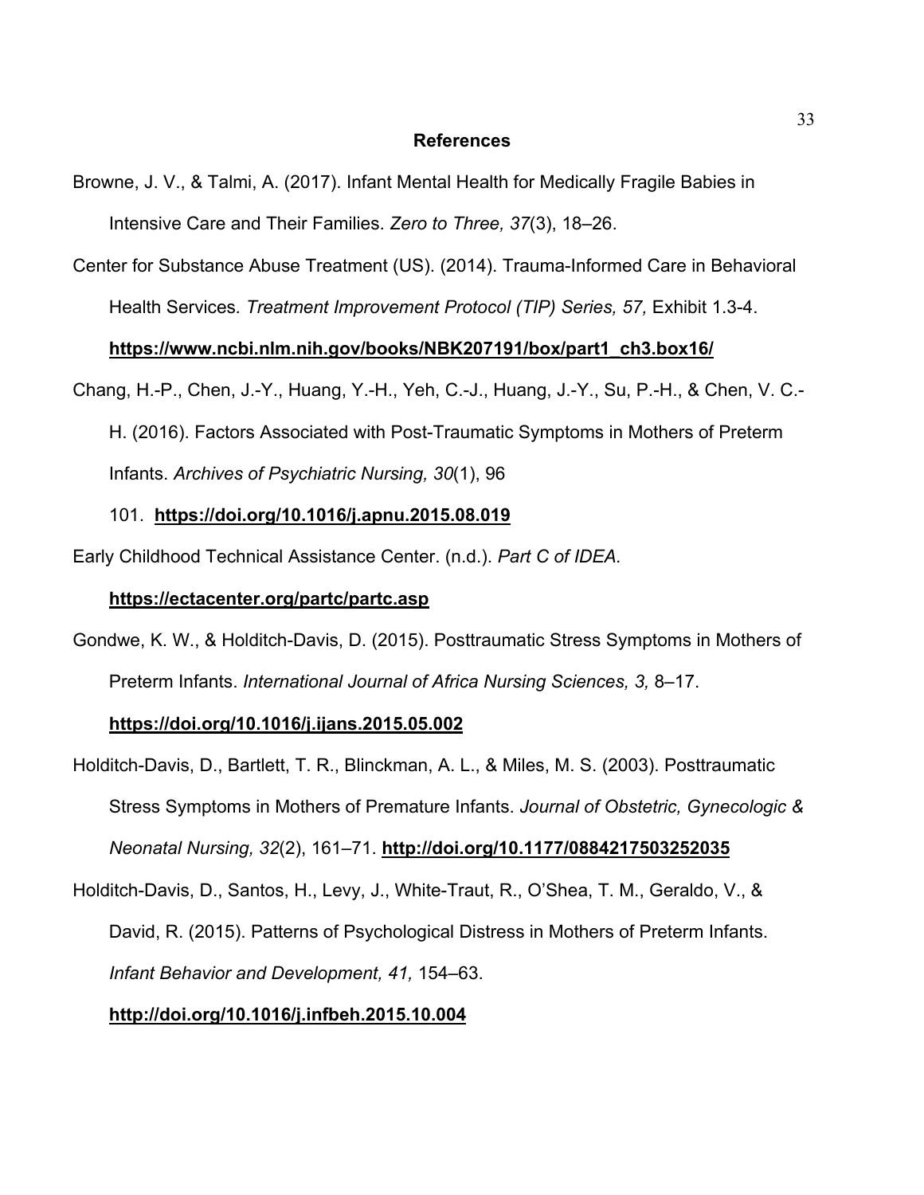## References

Browne, J. V., & Talmi, A. (2017). Infant Mental Health for Medically Fragile Babies in Intensive Care and Their Families. *Zero to Three, 37*(3), 18–26.

Center for Substance Abuse Treatment (US). (2014). Trauma-Informed Care in Behavioral Health Services*. Treatment Improvement Protocol (TIP) Series, 57,* Exhibit 1.3-4. **https://www.ncbi.nlm.nih.gov/books/NBK207191/box/part1_ch3.box16/**

Chang, H.-P., Chen, J.-Y., Huang, Y.-H., Yeh, C.-J., Huang, J.-Y., Su, P.-H., & Chen, V. C.-H. (2016). Factors Associated with Post-Traumatic Symptoms in Mothers of Preterm Infants. *Archives of Psychiatric Nursing, 30*(1), 96 101. **https://doi.org/10.1016/j.apnu.2015.08.019**

Early Childhood Technical Assistance Center. (n.d.). *Part C of IDEA.* **https://ectacenter.org/partc/partc.asp**

Gondwe, K. W., & Holditch-Davis, D. (2015). Posttraumatic Stress Symptoms in Mothers of Preterm Infants. *International Journal of Africa Nursing Sciences, 3,* 8–17. **https://doi.org/10.1016/j.ijans.2015.05.002**

Holditch-Davis, D., Bartlett, T. R., Blinckman, A. L., & Miles, M. S. (2003). Posttraumatic Stress Symptoms in Mothers of Premature Infants. *Journal of Obstetric, Gynecologic & Neonatal Nursing, 32*(2), 161–71. **http://doi.org/10.1177/0884217503252035**

Holditch-Davis, D., Santos, H., Levy, J., White-Traut, R., O'Shea, T. M., Geraldo, V., & David, R. (2015). Patterns of Psychological Distress in Mothers of Preterm Infants. *Infant Behavior and Development, 41,* 154–63. **http://doi.org/10.1016/j.infbeh.2015.10.004**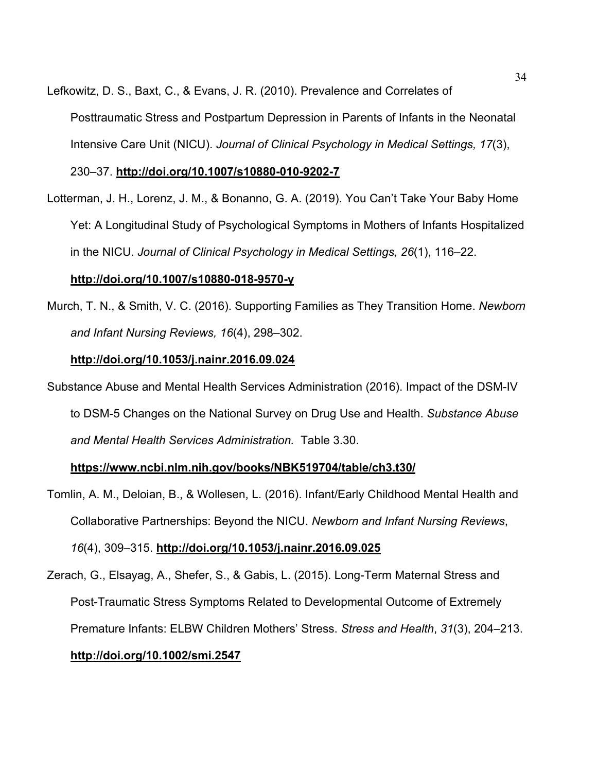Lefkowitz, D. S., Baxt, C., & Evans, J. R. (2010). Prevalence and Correlates of Posttraumatic Stress and Postpartum Depression in Parents of Infants in the Neonatal Intensive Care Unit (NICU). *Journal of Clinical Psychology in Medical Settings, 17*(3), 230–37. **http://doi.org/10.1007/s10880-010-9202-7**

Lotterman, J. H., Lorenz, J. M., & Bonanno, G. A. (2019). You Can't Take Your Baby Home Yet: A Longitudinal Study of Psychological Symptoms in Mothers of Infants Hospitalized in the NICU. *Journal of Clinical Psychology in Medical Settings, 26*(1), 116–22. **http://doi.org/10.1007/s10880-018-9570-y**

Murch, T. N., & Smith, V. C. (2016). Supporting Families as They Transition Home. *Newborn and Infant Nursing Reviews, 16*(4), 298–302. **http://doi.org/10.1053/j.nainr.2016.09.024**

Substance Abuse and Mental Health Services Administration (2016). Impact of the DSM-IV to DSM-5 Changes on the National Survey on Drug Use and Health. *Substance Abuse and Mental Health Services Administration.* Table 3.30. **https://www.ncbi.nlm.nih.gov/books/NBK519704/table/ch3.t30/**

Tomlin, A. M., Deloian, B., & Wollesen, L. (2016). Infant/Early Childhood Mental Health and Collaborative Partnerships: Beyond the NICU. *Newborn and Infant Nursing Reviews*, *16*(4), 309–315. **http://doi.org/10.1053/j.nainr.2016.09.025**

Zerach, G., Elsayag, A., Shefer, S., & Gabis, L. (2015). Long-Term Maternal Stress and Post-Traumatic Stress Symptoms Related to Developmental Outcome of Extremely Premature Infants: ELBW Children Mothers' Stress. *Stress and Health*, *31*(3), 204–213. **http://doi.org/10.1002/smi.2547**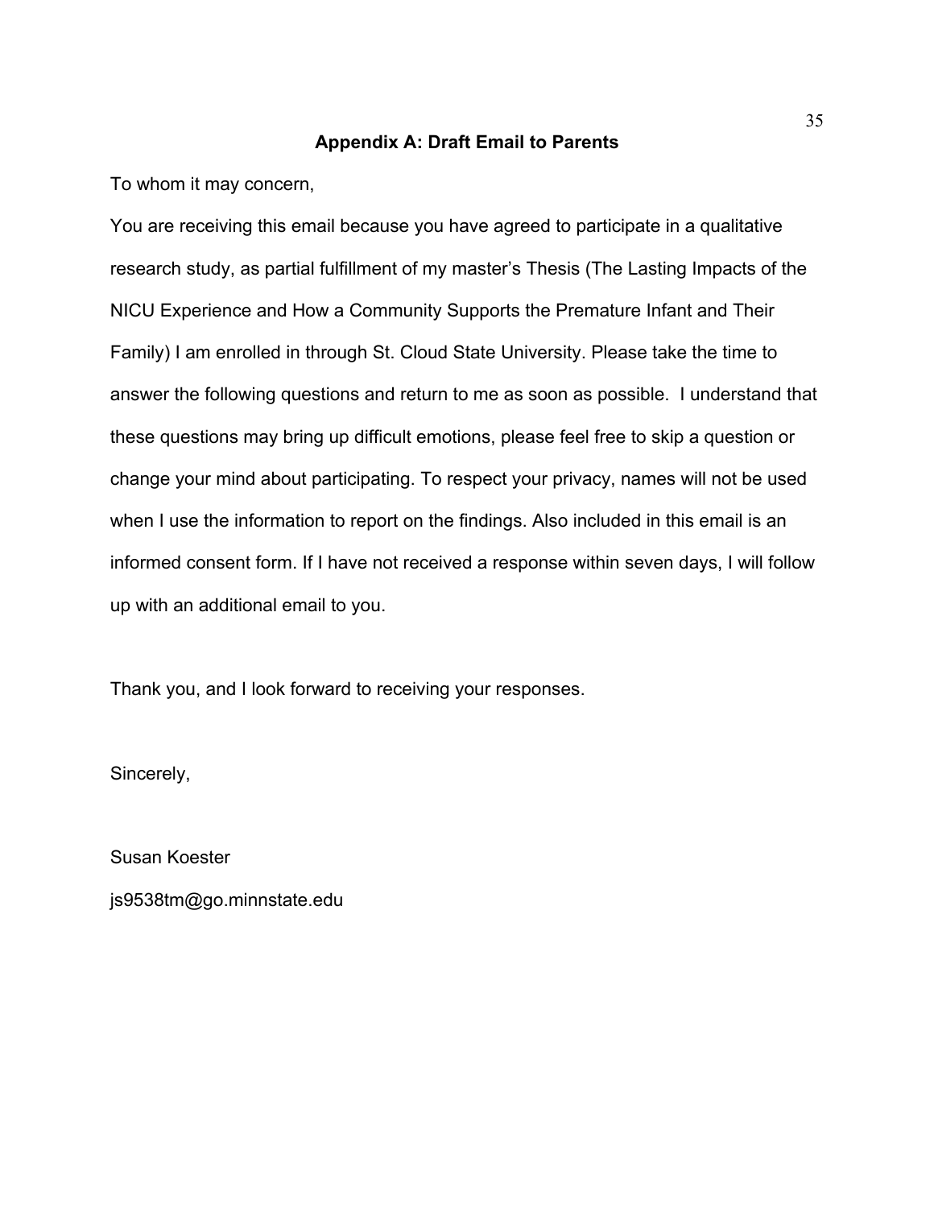## Appendix A: Draft Email to Parents

To whom it may concern,

You are receiving this email because you have agreed to participate in a qualitative research study, as partial fulfillment of my master's Thesis (The Lasting Impacts of the NICU Experience and How a Community Supports the Premature Infant and Their Family) I am enrolled in through St. Cloud State University. Please take the time to answer the following questions and return to me as soon as possible. I understand that these questions may bring up difficult emotions, please feel free to skip a question or change your mind about participating. To respect your privacy, names will not be used when I use the information to report on the findings. Also included in this email is an informed consent form. If I have not received a response within seven days, I will follow up with an additional email to you.

Thank you, and I look forward to receiving your responses.

Sincerely,

Susan Koester

js9538tm@go.minnstate.edu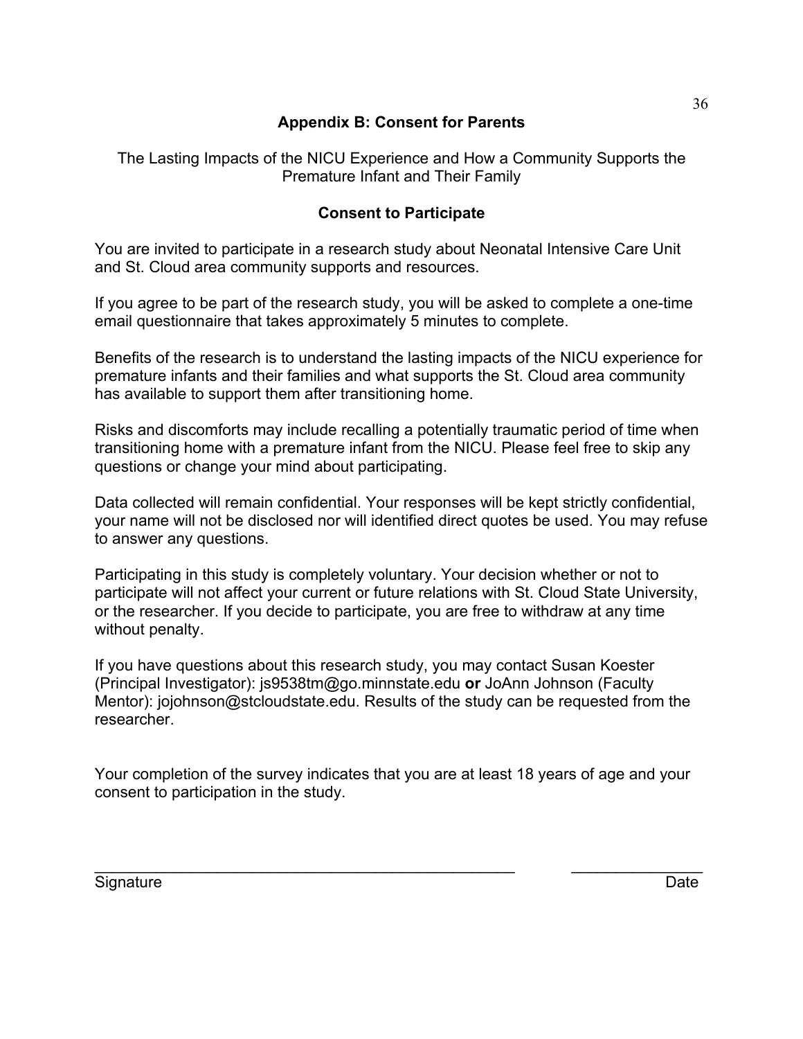## Appendix B: Consent for Parents

The Lasting Impacts of the NICU Experience and How a Community Supports the Premature Infant and Their Family

### Consent to Participate

You are invited to participate in a research study about Neonatal Intensive Care Unit and St. Cloud area community supports and resources.

If you agree to be part of the research study, you will be asked to complete a one-time email questionnaire that takes approximately 5 minutes to complete.

Benefits of the research is to understand the lasting impacts of the NICU experience for premature infants and their families and what supports the St. Cloud area community has available to support them after transitioning home.

Risks and discomforts may include recalling a potentially traumatic period of time when transitioning home with a premature infant from the NICU. Please feel free to skip any questions or change your mind about participating.

Data collected will remain confidential. Your responses will be kept strictly confidential, your name will not be disclosed nor will identified direct quotes be used. You may refuse to answer any questions.

Participating in this study is completely voluntary. Your decision whether or not to participate will not affect your current or future relations with St. Cloud State University, or the researcher. If you decide to participate, you are free to withdraw at any time without penalty.

If you have questions about this research study, you may contact Susan Koester (Principal Investigator): js9538tm@go.minnstate.edu **or** JoAnn Johnson (Faculty Mentor): jojohnson@stcloudstate.edu. Results of the study can be requested from the researcher.

Your completion of the survey indicates that you are at least 18 years of age and your consent to participation in the study.

_________________________________________________ _______________

Signature Date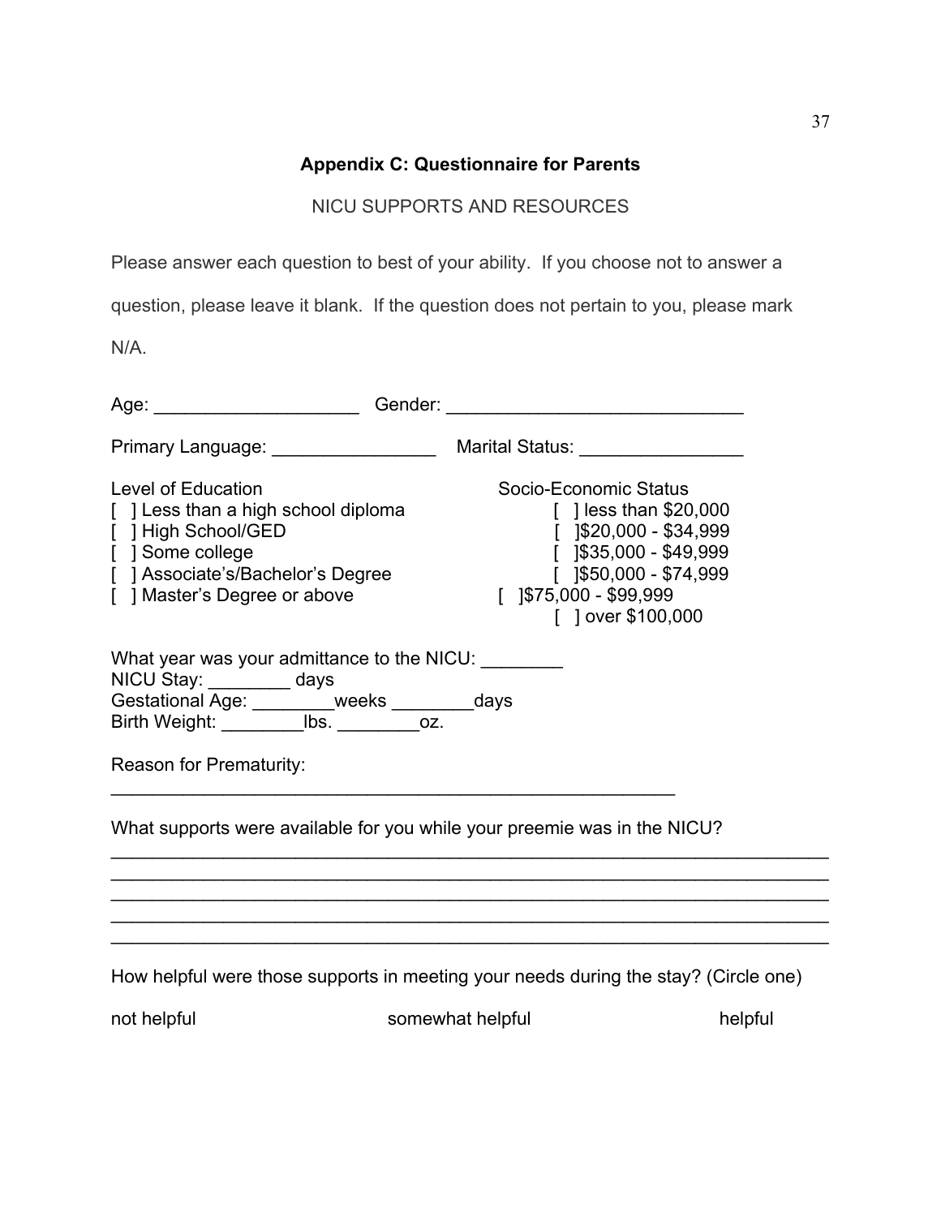## Appendix C: Questionnaire for Parents

NICU SUPPORTS AND RESOURCES

Please answer each question to best of your ability. If you choose not to answer a question, please leave it blank. If the question does not pertain to you, please mark N/A.

Age: ____________________ Gender: _____________________________

Primary Language: ________________ Marital Status: ________________

Level of Education

[ ] Less than a high school diploma
[ ] High School/GED
[ ] Some college
[ ] Associate's/Bachelor's Degree
[ ] Master's Degree or above

Socio-Economic Status

[ ] less than $20,000
[ ]$20,000 - $34,999
[ ]$35,000 - $49,999
[ ]$50,000 - $74,999
[ ]$75,000 - $99,999
[ ] over $100,000

What year was your admittance to the NICU: ________
NICU Stay: ________ days
Gestational Age: ________weeks ________days
Birth Weight: ________lbs. ________oz.

Reason for Prematurity:
_______________________________________________________

What supports were available for you while your preemie was in the NICU?
______________________________________________________________________
______________________________________________________________________
______________________________________________________________________
______________________________________________________________________
______________________________________________________________________

How helpful were those supports in meeting your needs during the stay? (Circle one)

not helpful somewhat helpful helpful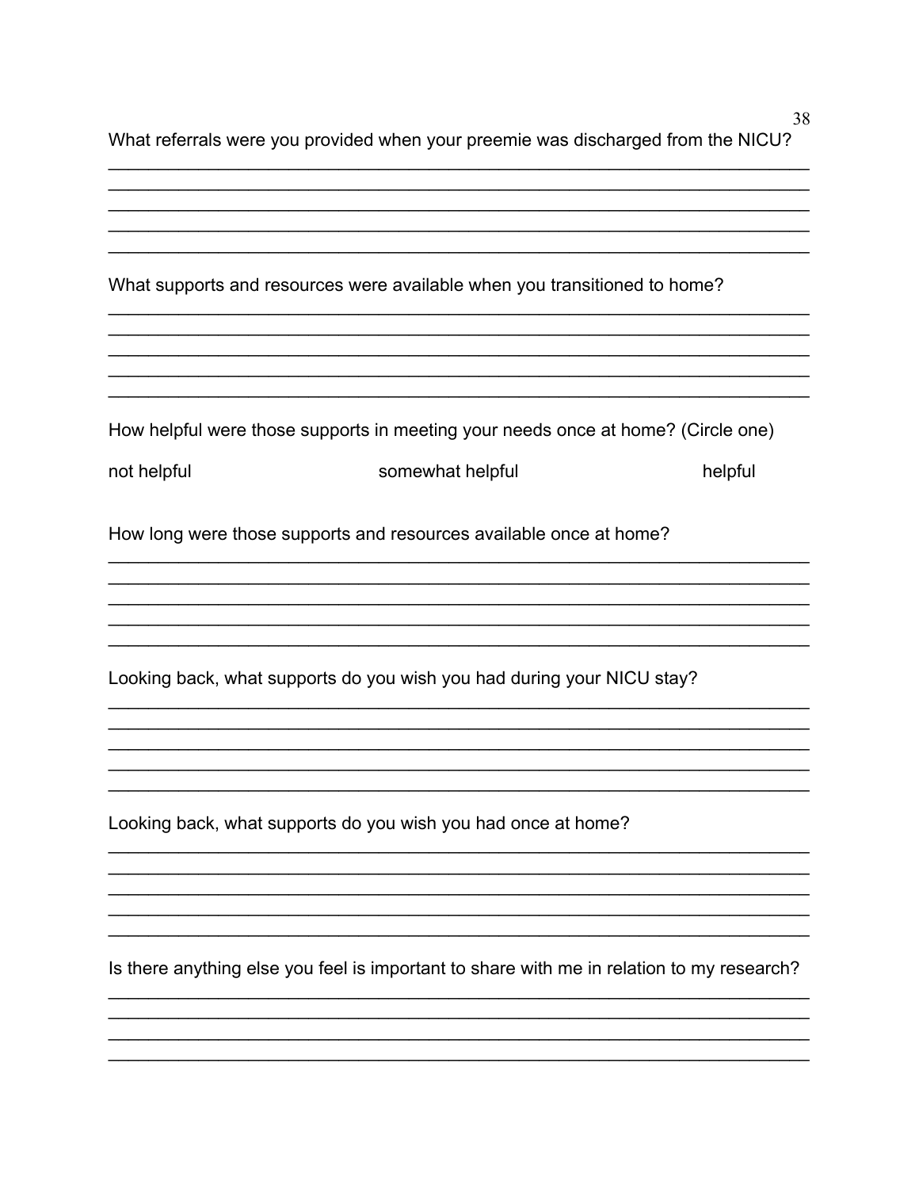What referrals were you provided when your preemie was discharged from the NICU?

\_\_\_\_\_\_\_\_\_\_\_\_\_\_\_\_\_\_\_\_\_\_\_\_\_\_\_\_\_\_\_\_\_\_\_\_\_\_\_\_\_\_\_\_\_\_\_\_\_\_\_\_\_\_\_\_\_\_\_\_\_\_\_\_\_\_\_\_\_\_

\_\_\_\_\_\_\_\_\_\_\_\_\_\_\_\_\_\_\_\_\_\_\_\_\_\_\_\_\_\_\_\_\_\_\_\_\_\_\_\_\_\_\_\_\_\_\_\_\_\_\_\_\_\_\_\_\_\_\_\_\_\_\_\_\_\_\_\_\_\_

\_\_\_\_\_\_\_\_\_\_\_\_\_\_\_\_\_\_\_\_\_\_\_\_\_\_\_\_\_\_\_\_\_\_\_\_\_\_\_\_\_\_\_\_\_\_\_\_\_\_\_\_\_\_\_\_\_\_\_\_\_\_\_\_\_\_\_\_\_\_

\_\_\_\_\_\_\_\_\_\_\_\_\_\_\_\_\_\_\_\_\_\_\_\_\_\_\_\_\_\_\_\_\_\_\_\_\_\_\_\_\_\_\_\_\_\_\_\_\_\_\_\_\_\_\_\_\_\_\_\_\_\_\_\_\_\_\_\_\_\_

\_\_\_\_\_\_\_\_\_\_\_\_\_\_\_\_\_\_\_\_\_\_\_\_\_\_\_\_\_\_\_\_\_\_\_\_\_\_\_\_\_\_\_\_\_\_\_\_\_\_\_\_\_\_\_\_\_\_\_\_\_\_\_\_\_\_\_\_\_\_

What supports and resources were available when you transitioned to home?

\_\_\_\_\_\_\_\_\_\_\_\_\_\_\_\_\_\_\_\_\_\_\_\_\_\_\_\_\_\_\_\_\_\_\_\_\_\_\_\_\_\_\_\_\_\_\_\_\_\_\_\_\_\_\_\_\_\_\_\_\_\_\_\_\_\_\_\_\_\_

\_\_\_\_\_\_\_\_\_\_\_\_\_\_\_\_\_\_\_\_\_\_\_\_\_\_\_\_\_\_\_\_\_\_\_\_\_\_\_\_\_\_\_\_\_\_\_\_\_\_\_\_\_\_\_\_\_\_\_\_\_\_\_\_\_\_\_\_\_\_

\_\_\_\_\_\_\_\_\_\_\_\_\_\_\_\_\_\_\_\_\_\_\_\_\_\_\_\_\_\_\_\_\_\_\_\_\_\_\_\_\_\_\_\_\_\_\_\_\_\_\_\_\_\_\_\_\_\_\_\_\_\_\_\_\_\_\_\_\_\_

\_\_\_\_\_\_\_\_\_\_\_\_\_\_\_\_\_\_\_\_\_\_\_\_\_\_\_\_\_\_\_\_\_\_\_\_\_\_\_\_\_\_\_\_\_\_\_\_\_\_\_\_\_\_\_\_\_\_\_\_\_\_\_\_\_\_\_\_\_\_

\_\_\_\_\_\_\_\_\_\_\_\_\_\_\_\_\_\_\_\_\_\_\_\_\_\_\_\_\_\_\_\_\_\_\_\_\_\_\_\_\_\_\_\_\_\_\_\_\_\_\_\_\_\_\_\_\_\_\_\_\_\_\_\_\_\_\_\_\_\_

How helpful were those supports in meeting your needs once at home? (Circle one)

not helpful                    somewhat helpful                    helpful

How long were those supports and resources available once at home?

\_\_\_\_\_\_\_\_\_\_\_\_\_\_\_\_\_\_\_\_\_\_\_\_\_\_\_\_\_\_\_\_\_\_\_\_\_\_\_\_\_\_\_\_\_\_\_\_\_\_\_\_\_\_\_\_\_\_\_\_\_\_\_\_\_\_\_\_\_\_

\_\_\_\_\_\_\_\_\_\_\_\_\_\_\_\_\_\_\_\_\_\_\_\_\_\_\_\_\_\_\_\_\_\_\_\_\_\_\_\_\_\_\_\_\_\_\_\_\_\_\_\_\_\_\_\_\_\_\_\_\_\_\_\_\_\_\_\_\_\_

\_\_\_\_\_\_\_\_\_\_\_\_\_\_\_\_\_\_\_\_\_\_\_\_\_\_\_\_\_\_\_\_\_\_\_\_\_\_\_\_\_\_\_\_\_\_\_\_\_\_\_\_\_\_\_\_\_\_\_\_\_\_\_\_\_\_\_\_\_\_

\_\_\_\_\_\_\_\_\_\_\_\_\_\_\_\_\_\_\_\_\_\_\_\_\_\_\_\_\_\_\_\_\_\_\_\_\_\_\_\_\_\_\_\_\_\_\_\_\_\_\_\_\_\_\_\_\_\_\_\_\_\_\_\_\_\_\_\_\_\_

\_\_\_\_\_\_\_\_\_\_\_\_\_\_\_\_\_\_\_\_\_\_\_\_\_\_\_\_\_\_\_\_\_\_\_\_\_\_\_\_\_\_\_\_\_\_\_\_\_\_\_\_\_\_\_\_\_\_\_\_\_\_\_\_\_\_\_\_\_\_

Looking back, what supports do you wish you had during your NICU stay?

\_\_\_\_\_\_\_\_\_\_\_\_\_\_\_\_\_\_\_\_\_\_\_\_\_\_\_\_\_\_\_\_\_\_\_\_\_\_\_\_\_\_\_\_\_\_\_\_\_\_\_\_\_\_\_\_\_\_\_\_\_\_\_\_\_\_\_\_\_\_

\_\_\_\_\_\_\_\_\_\_\_\_\_\_\_\_\_\_\_\_\_\_\_\_\_\_\_\_\_\_\_\_\_\_\_\_\_\_\_\_\_\_\_\_\_\_\_\_\_\_\_\_\_\_\_\_\_\_\_\_\_\_\_\_\_\_\_\_\_\_

\_\_\_\_\_\_\_\_\_\_\_\_\_\_\_\_\_\_\_\_\_\_\_\_\_\_\_\_\_\_\_\_\_\_\_\_\_\_\_\_\_\_\_\_\_\_\_\_\_\_\_\_\_\_\_\_\_\_\_\_\_\_\_\_\_\_\_\_\_\_

\_\_\_\_\_\_\_\_\_\_\_\_\_\_\_\_\_\_\_\_\_\_\_\_\_\_\_\_\_\_\_\_\_\_\_\_\_\_\_\_\_\_\_\_\_\_\_\_\_\_\_\_\_\_\_\_\_\_\_\_\_\_\_\_\_\_\_\_\_\_

\_\_\_\_\_\_\_\_\_\_\_\_\_\_\_\_\_\_\_\_\_\_\_\_\_\_\_\_\_\_\_\_\_\_\_\_\_\_\_\_\_\_\_\_\_\_\_\_\_\_\_\_\_\_\_\_\_\_\_\_\_\_\_\_\_\_\_\_\_\_

Looking back, what supports do you wish you had once at home?

\_\_\_\_\_\_\_\_\_\_\_\_\_\_\_\_\_\_\_\_\_\_\_\_\_\_\_\_\_\_\_\_\_\_\_\_\_\_\_\_\_\_\_\_\_\_\_\_\_\_\_\_\_\_\_\_\_\_\_\_\_\_\_\_\_\_\_\_\_\_

\_\_\_\_\_\_\_\_\_\_\_\_\_\_\_\_\_\_\_\_\_\_\_\_\_\_\_\_\_\_\_\_\_\_\_\_\_\_\_\_\_\_\_\_\_\_\_\_\_\_\_\_\_\_\_\_\_\_\_\_\_\_\_\_\_\_\_\_\_\_

\_\_\_\_\_\_\_\_\_\_\_\_\_\_\_\_\_\_\_\_\_\_\_\_\_\_\_\_\_\_\_\_\_\_\_\_\_\_\_\_\_\_\_\_\_\_\_\_\_\_\_\_\_\_\_\_\_\_\_\_\_\_\_\_\_\_\_\_\_\_

\_\_\_\_\_\_\_\_\_\_\_\_\_\_\_\_\_\_\_\_\_\_\_\_\_\_\_\_\_\_\_\_\_\_\_\_\_\_\_\_\_\_\_\_\_\_\_\_\_\_\_\_\_\_\_\_\_\_\_\_\_\_\_\_\_\_\_\_\_\_

\_\_\_\_\_\_\_\_\_\_\_\_\_\_\_\_\_\_\_\_\_\_\_\_\_\_\_\_\_\_\_\_\_\_\_\_\_\_\_\_\_\_\_\_\_\_\_\_\_\_\_\_\_\_\_\_\_\_\_\_\_\_\_\_\_\_\_\_\_\_

Is there anything else you feel is important to share with me in relation to my research?

\_\_\_\_\_\_\_\_\_\_\_\_\_\_\_\_\_\_\_\_\_\_\_\_\_\_\_\_\_\_\_\_\_\_\_\_\_\_\_\_\_\_\_\_\_\_\_\_\_\_\_\_\_\_\_\_\_\_\_\_\_\_\_\_\_\_\_\_\_\_

\_\_\_\_\_\_\_\_\_\_\_\_\_\_\_\_\_\_\_\_\_\_\_\_\_\_\_\_\_\_\_\_\_\_\_\_\_\_\_\_\_\_\_\_\_\_\_\_\_\_\_\_\_\_\_\_\_\_\_\_\_\_\_\_\_\_\_\_\_\_

\_\_\_\_\_\_\_\_\_\_\_\_\_\_\_\_\_\_\_\_\_\_\_\_\_\_\_\_\_\_\_\_\_\_\_\_\_\_\_\_\_\_\_\_\_\_\_\_\_\_\_\_\_\_\_\_\_\_\_\_\_\_\_\_\_\_\_\_\_\_

\_\_\_\_\_\_\_\_\_\_\_\_\_\_\_\_\_\_\_\_\_\_\_\_\_\_\_\_\_\_\_\_\_\_\_\_\_\_\_\_\_\_\_\_\_\_\_\_\_\_\_\_\_\_\_\_\_\_\_\_\_\_\_\_\_\_\_\_\_\_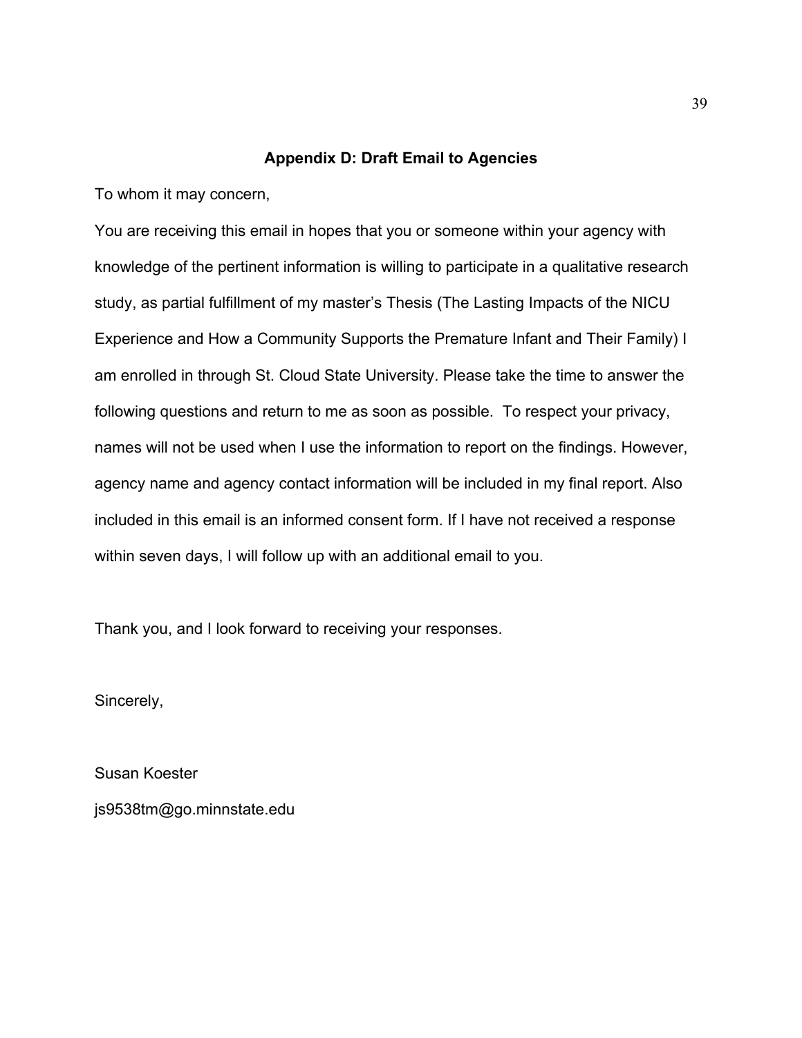## Appendix D: Draft Email to Agencies

To whom it may concern,

You are receiving this email in hopes that you or someone within your agency with knowledge of the pertinent information is willing to participate in a qualitative research study, as partial fulfillment of my master's Thesis (The Lasting Impacts of the NICU Experience and How a Community Supports the Premature Infant and Their Family) I am enrolled in through St. Cloud State University. Please take the time to answer the following questions and return to me as soon as possible. To respect your privacy, names will not be used when I use the information to report on the findings. However, agency name and agency contact information will be included in my final report. Also included in this email is an informed consent form. If I have not received a response within seven days, I will follow up with an additional email to you.

Thank you, and I look forward to receiving your responses.

Sincerely,

Susan Koester

js9538tm@go.minnstate.edu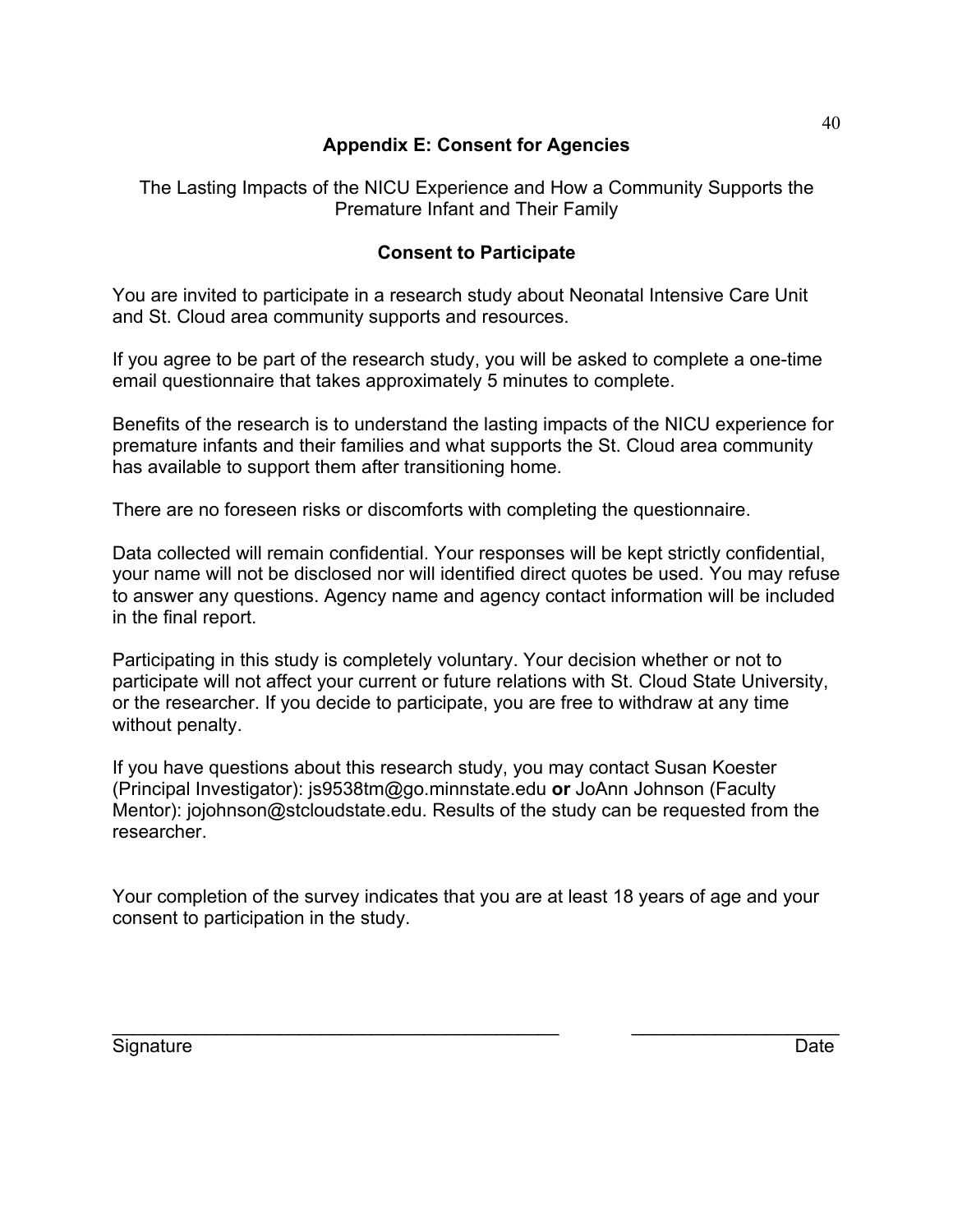## Appendix E: Consent for Agencies

The Lasting Impacts of the NICU Experience and How a Community Supports the Premature Infant and Their Family

### Consent to Participate

You are invited to participate in a research study about Neonatal Intensive Care Unit and St. Cloud area community supports and resources.

If you agree to be part of the research study, you will be asked to complete a one-time email questionnaire that takes approximately 5 minutes to complete.

Benefits of the research is to understand the lasting impacts of the NICU experience for premature infants and their families and what supports the St. Cloud area community has available to support them after transitioning home.

There are no foreseen risks or discomforts with completing the questionnaire.

Data collected will remain confidential. Your responses will be kept strictly confidential, your name will not be disclosed nor will identified direct quotes be used. You may refuse to answer any questions. Agency name and agency contact information will be included in the final report.

Participating in this study is completely voluntary. Your decision whether or not to participate will not affect your current or future relations with St. Cloud State University, or the researcher. If you decide to participate, you are free to withdraw at any time without penalty.

If you have questions about this research study, you may contact Susan Koester (Principal Investigator): js9538tm@go.minnstate.edu **or** JoAnn Johnson (Faculty Mentor): jojohnson@stcloudstate.edu. Results of the study can be requested from the researcher.

Your completion of the survey indicates that you are at least 18 years of age and your consent to participation in the study.

_____________________________________________ ____________________

Signature Date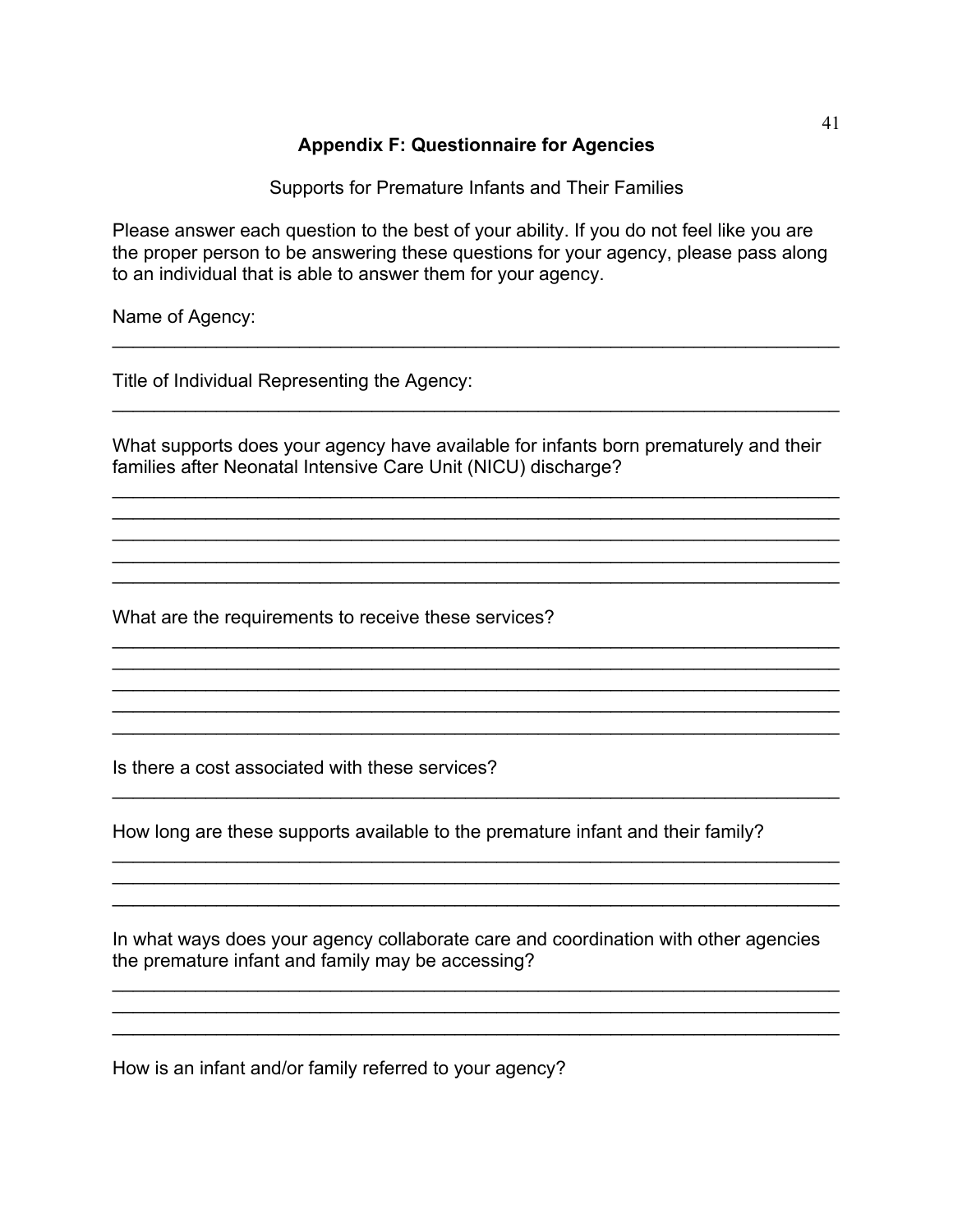## Appendix F: Questionnaire for Agencies

Supports for Premature Infants and Their Families

Please answer each question to the best of your ability. If you do not feel like you are the proper person to be answering these questions for your agency, please pass along to an individual that is able to answer them for your agency.

Name of Agency:

_______________________________________________________________________

Title of Individual Representing the Agency:

_______________________________________________________________________

What supports does your agency have available for infants born prematurely and their families after Neonatal Intensive Care Unit (NICU) discharge?

_______________________________________________________________________
_______________________________________________________________________
_______________________________________________________________________
_______________________________________________________________________
_______________________________________________________________________

What are the requirements to receive these services?

_______________________________________________________________________
_______________________________________________________________________
_______________________________________________________________________
_______________________________________________________________________
_______________________________________________________________________

Is there a cost associated with these services?

_______________________________________________________________________

How long are these supports available to the premature infant and their family?

_______________________________________________________________________
_______________________________________________________________________
_______________________________________________________________________

In what ways does your agency collaborate care and coordination with other agencies the premature infant and family may be accessing?

_______________________________________________________________________
_______________________________________________________________________
_______________________________________________________________________

How is an infant and/or family referred to your agency?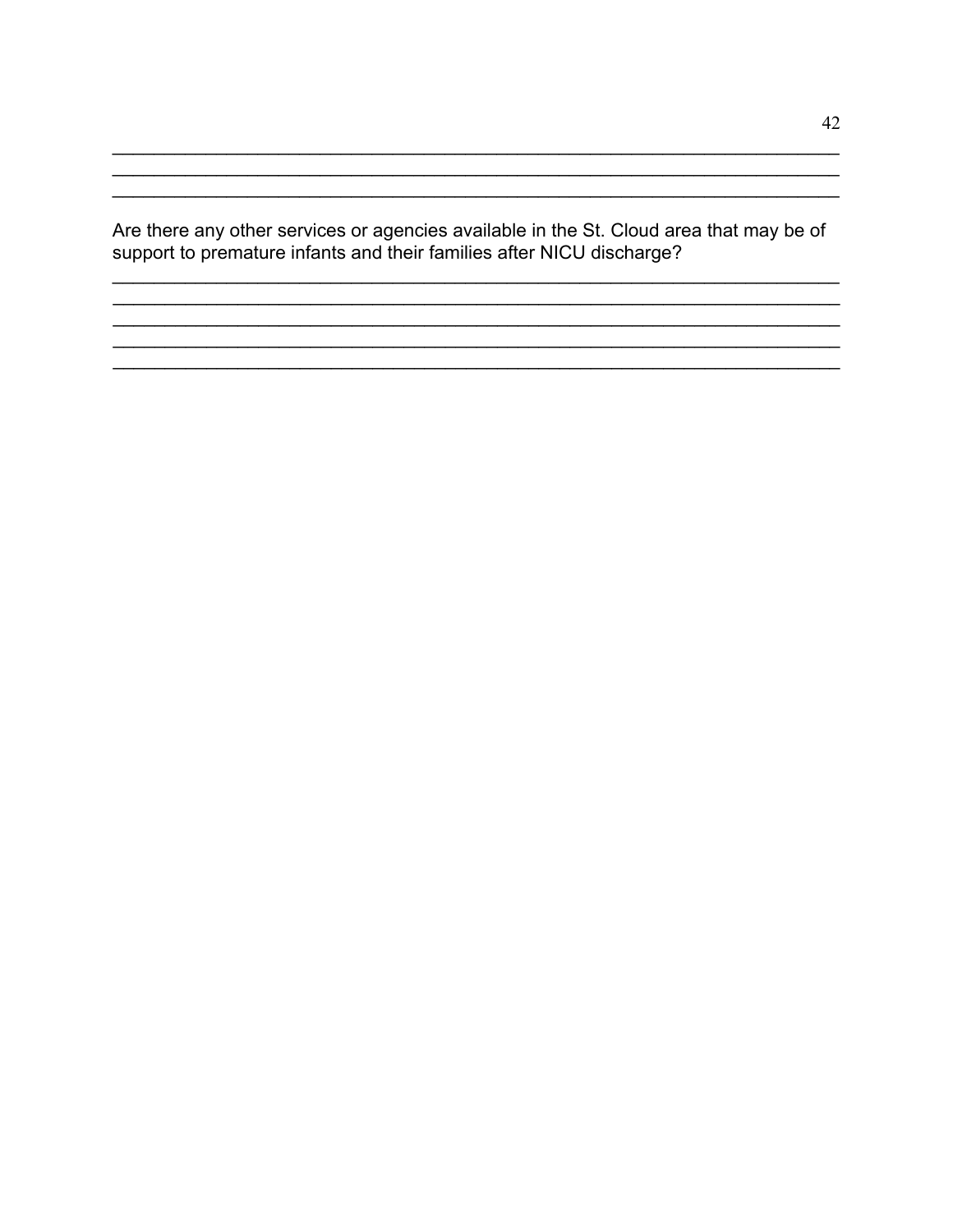\_\_\_\_\_\_\_\_\_\_\_\_\_\_\_\_\_\_\_\_\_\_\_\_\_\_\_\_\_\_\_\_\_\_\_\_\_\_\_\_\_\_\_\_\_\_\_\_\_\_\_\_\_\_\_\_\_\_\_\_\_\_\_\_\_\_\_\_\_\_
\_\_\_\_\_\_\_\_\_\_\_\_\_\_\_\_\_\_\_\_\_\_\_\_\_\_\_\_\_\_\_\_\_\_\_\_\_\_\_\_\_\_\_\_\_\_\_\_\_\_\_\_\_\_\_\_\_\_\_\_\_\_\_\_\_\_\_\_\_\_
\_\_\_\_\_\_\_\_\_\_\_\_\_\_\_\_\_\_\_\_\_\_\_\_\_\_\_\_\_\_\_\_\_\_\_\_\_\_\_\_\_\_\_\_\_\_\_\_\_\_\_\_\_\_\_\_\_\_\_\_\_\_\_\_\_\_\_\_\_\_

Are there any other services or agencies available in the St. Cloud area that may be of support to premature infants and their families after NICU discharge?

\_\_\_\_\_\_\_\_\_\_\_\_\_\_\_\_\_\_\_\_\_\_\_\_\_\_\_\_\_\_\_\_\_\_\_\_\_\_\_\_\_\_\_\_\_\_\_\_\_\_\_\_\_\_\_\_\_\_\_\_\_\_\_\_\_\_\_\_\_\_
\_\_\_\_\_\_\_\_\_\_\_\_\_\_\_\_\_\_\_\_\_\_\_\_\_\_\_\_\_\_\_\_\_\_\_\_\_\_\_\_\_\_\_\_\_\_\_\_\_\_\_\_\_\_\_\_\_\_\_\_\_\_\_\_\_\_\_\_\_\_
\_\_\_\_\_\_\_\_\_\_\_\_\_\_\_\_\_\_\_\_\_\_\_\_\_\_\_\_\_\_\_\_\_\_\_\_\_\_\_\_\_\_\_\_\_\_\_\_\_\_\_\_\_\_\_\_\_\_\_\_\_\_\_\_\_\_\_\_\_\_
\_\_\_\_\_\_\_\_\_\_\_\_\_\_\_\_\_\_\_\_\_\_\_\_\_\_\_\_\_\_\_\_\_\_\_\_\_\_\_\_\_\_\_\_\_\_\_\_\_\_\_\_\_\_\_\_\_\_\_\_\_\_\_\_\_\_\_\_\_\_
\_\_\_\_\_\_\_\_\_\_\_\_\_\_\_\_\_\_\_\_\_\_\_\_\_\_\_\_\_\_\_\_\_\_\_\_\_\_\_\_\_\_\_\_\_\_\_\_\_\_\_\_\_\_\_\_\_\_\_\_\_\_\_\_\_\_\_\_\_\_